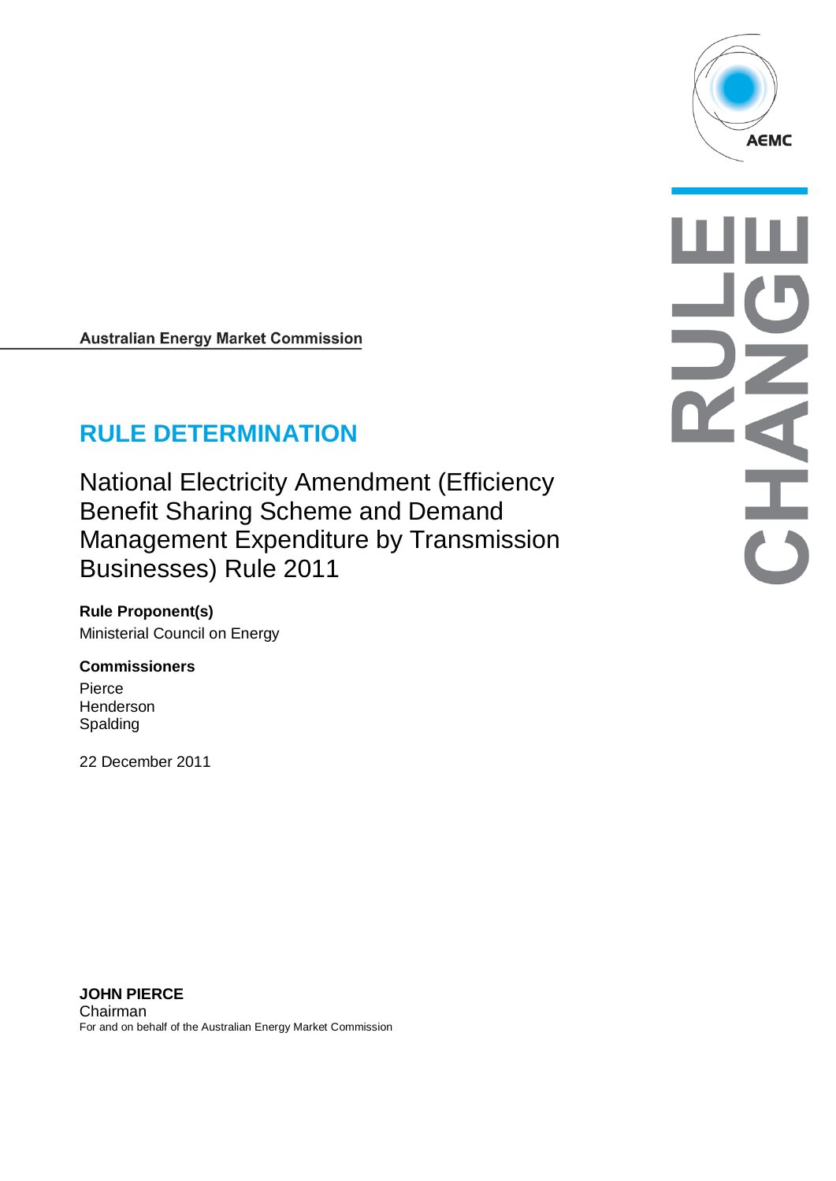AEMC

**RULE CHANGE**

**Australian Energy Market Commission**

# RULE DETERMINATION

National Electricity Amendment (Efficiency Benefit Sharing Scheme and Demand Management Expenditure by Transmission Businesses) Rule 2011

**Rule Proponent(s)**

Ministerial Council on Energy

**Commissioners**

Pierce
Henderson
Spalding

22 December 2011

**JOHN PIERCE**
Chairman
For and on behalf of the Australian Energy Market Commission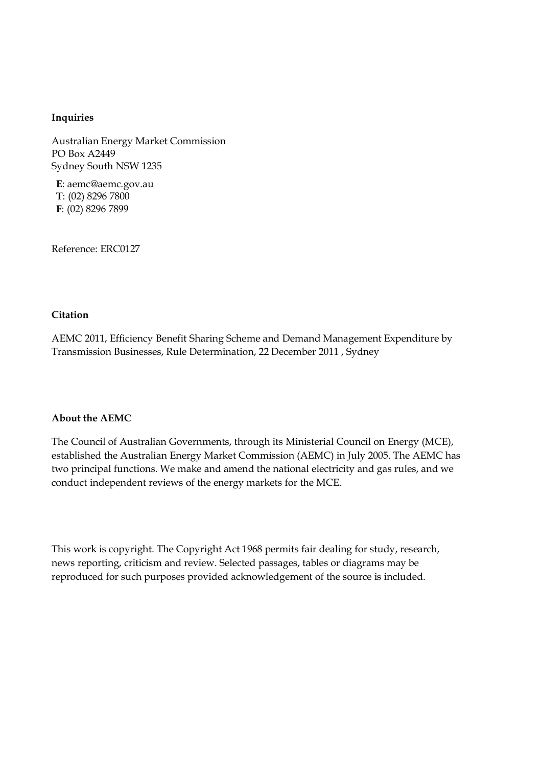**Inquiries**

Australian Energy Market Commission
PO Box A2449
Sydney South NSW 1235

**E**: aemc@aemc.gov.au
**T**: (02) 8296 7800
**F**: (02) 8296 7899

Reference: ERC0127

**Citation**

AEMC 2011, Efficiency Benefit Sharing Scheme and Demand Management Expenditure by Transmission Businesses, Rule Determination, 22 December 2011 , Sydney

**About the AEMC**

The Council of Australian Governments, through its Ministerial Council on Energy (MCE), established the Australian Energy Market Commission (AEMC) in July 2005. The AEMC has two principal functions. We make and amend the national electricity and gas rules, and we conduct independent reviews of the energy markets for the MCE.

This work is copyright. The Copyright Act 1968 permits fair dealing for study, research, news reporting, criticism and review. Selected passages, tables or diagrams may be reproduced for such purposes provided acknowledgement of the source is included.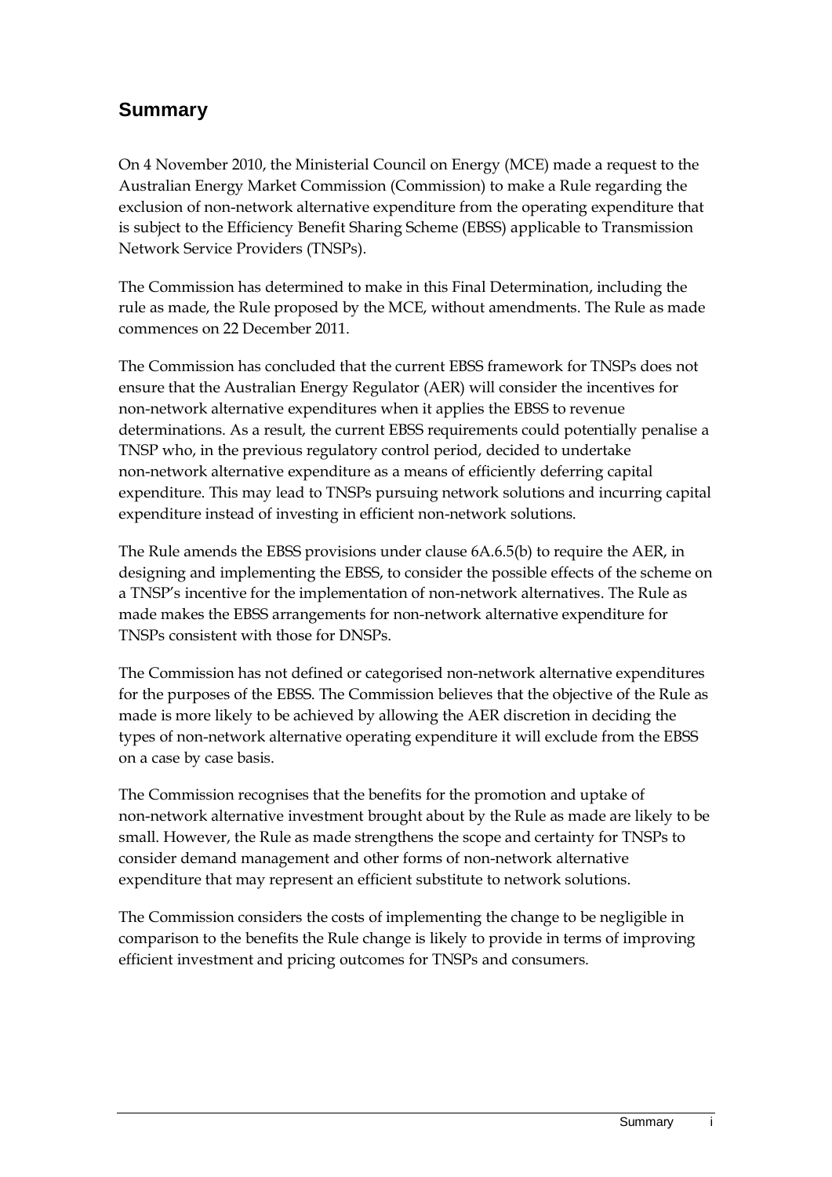## Summary

On 4 November 2010, the Ministerial Council on Energy (MCE) made a request to the Australian Energy Market Commission (Commission) to make a Rule regarding the exclusion of non-network alternative expenditure from the operating expenditure that is subject to the Efficiency Benefit Sharing Scheme (EBSS) applicable to Transmission Network Service Providers (TNSPs).

The Commission has determined to make in this Final Determination, including the rule as made, the Rule proposed by the MCE, without amendments. The Rule as made commences on 22 December 2011.

The Commission has concluded that the current EBSS framework for TNSPs does not ensure that the Australian Energy Regulator (AER) will consider the incentives for non-network alternative expenditures when it applies the EBSS to revenue determinations. As a result, the current EBSS requirements could potentially penalise a TNSP who, in the previous regulatory control period, decided to undertake non-network alternative expenditure as a means of efficiently deferring capital expenditure. This may lead to TNSPs pursuing network solutions and incurring capital expenditure instead of investing in efficient non-network solutions.

The Rule amends the EBSS provisions under clause 6A.6.5(b) to require the AER, in designing and implementing the EBSS, to consider the possible effects of the scheme on a TNSP's incentive for the implementation of non-network alternatives. The Rule as made makes the EBSS arrangements for non-network alternative expenditure for TNSPs consistent with those for DNSPs.

The Commission has not defined or categorised non-network alternative expenditures for the purposes of the EBSS. The Commission believes that the objective of the Rule as made is more likely to be achieved by allowing the AER discretion in deciding the types of non-network alternative operating expenditure it will exclude from the EBSS on a case by case basis.

The Commission recognises that the benefits for the promotion and uptake of non-network alternative investment brought about by the Rule as made are likely to be small. However, the Rule as made strengthens the scope and certainty for TNSPs to consider demand management and other forms of non-network alternative expenditure that may represent an efficient substitute to network solutions.

The Commission considers the costs of implementing the change to be negligible in comparison to the benefits the Rule change is likely to provide in terms of improving efficient investment and pricing outcomes for TNSPs and consumers.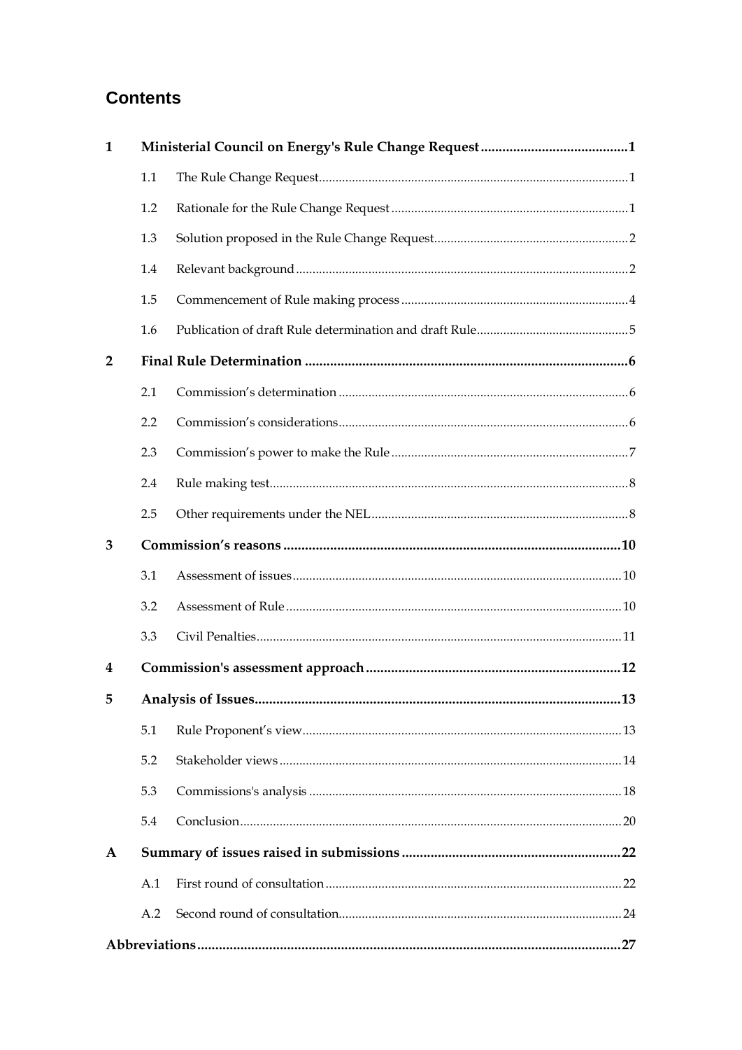# Contents

| | | | |
|---|---|---|---|
| **1** | **Ministerial Council on Energy's Rule Change Request** | | **1** |
| | 1.1 | The Rule Change Request | 1 |
| | 1.2 | Rationale for the Rule Change Request | 1 |
| | 1.3 | Solution proposed in the Rule Change Request | 2 |
| | 1.4 | Relevant background | 2 |
| | 1.5 | Commencement of Rule making process | 4 |
| | 1.6 | Publication of draft Rule determination and draft Rule | 5 |
| **2** | **Final Rule Determination** | | **6** |
| | 2.1 | Commission's determination | 6 |
| | 2.2 | Commission's considerations | 6 |
| | 2.3 | Commission's power to make the Rule | 7 |
| | 2.4 | Rule making test | 8 |
| | 2.5 | Other requirements under the NEL | 8 |
| **3** | **Commission's reasons** | | **10** |
| | 3.1 | Assessment of issues | 10 |
| | 3.2 | Assessment of Rule | 10 |
| | 3.3 | Civil Penalties | 11 |
| **4** | **Commission's assessment approach** | | **12** |
| **5** | **Analysis of Issues** | | **13** |
| | 5.1 | Rule Proponent's view | 13 |
| | 5.2 | Stakeholder views | 14 |
| | 5.3 | Commissions's analysis | 18 |
| | 5.4 | Conclusion | 20 |
| **A** | **Summary of issues raised in submissions** | | **22** |
| | A.1 | First round of consultation | 22 |
| | A.2 | Second round of consultation | 24 |
| **Abbreviations** | | | **27** |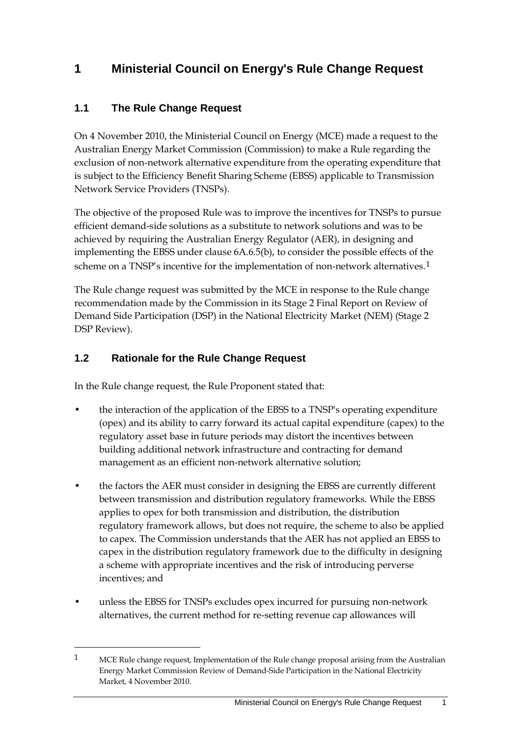# 1 Ministerial Council on Energy's Rule Change Request

## 1.1 The Rule Change Request

On 4 November 2010, the Ministerial Council on Energy (MCE) made a request to the Australian Energy Market Commission (Commission) to make a Rule regarding the exclusion of non-network alternative expenditure from the operating expenditure that is subject to the Efficiency Benefit Sharing Scheme (EBSS) applicable to Transmission Network Service Providers (TNSPs).

The objective of the proposed Rule was to improve the incentives for TNSPs to pursue efficient demand-side solutions as a substitute to network solutions and was to be achieved by requiring the Australian Energy Regulator (AER), in designing and implementing the EBSS under clause 6A.6.5(b), to consider the possible effects of the scheme on a TNSP's incentive for the implementation of non-network alternatives.[1]

The Rule change request was submitted by the MCE in response to the Rule change recommendation made by the Commission in its Stage 2 Final Report on Review of Demand Side Participation (DSP) in the National Electricity Market (NEM) (Stage 2 DSP Review).

## 1.2 Rationale for the Rule Change Request

In the Rule change request, the Rule Proponent stated that:

- the interaction of the application of the EBSS to a TNSP's operating expenditure (opex) and its ability to carry forward its actual capital expenditure (capex) to the regulatory asset base in future periods may distort the incentives between building additional network infrastructure and contracting for demand management as an efficient non-network alternative solution;
- the factors the AER must consider in designing the EBSS are currently different between transmission and distribution regulatory frameworks. While the EBSS applies to opex for both transmission and distribution, the distribution regulatory framework allows, but does not require, the scheme to also be applied to capex. The Commission understands that the AER has not applied an EBSS to capex in the distribution regulatory framework due to the difficulty in designing a scheme with appropriate incentives and the risk of introducing perverse incentives; and
- unless the EBSS for TNSPs excludes opex incurred for pursuing non-network alternatives, the current method for re-setting revenue cap allowances will

[1] MCE Rule change request, Implementation of the Rule change proposal arising from the Australian Energy Market Commission Review of Demand-Side Participation in the National Electricity Market, 4 November 2010.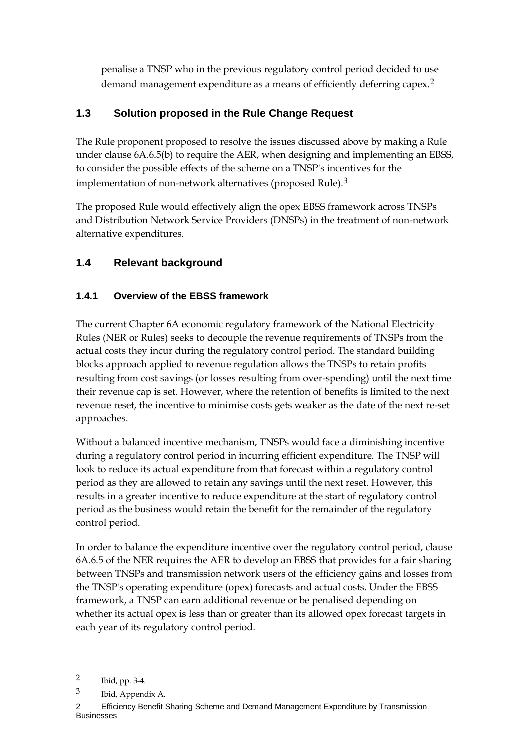penalise a TNSP who in the previous regulatory control period decided to use demand management expenditure as a means of efficiently deferring capex.[2]

## 1.3 Solution proposed in the Rule Change Request

The Rule proponent proposed to resolve the issues discussed above by making a Rule under clause 6A.6.5(b) to require the AER, when designing and implementing an EBSS, to consider the possible effects of the scheme on a TNSP's incentives for the implementation of non-network alternatives (proposed Rule).[3]

The proposed Rule would effectively align the opex EBSS framework across TNSPs and Distribution Network Service Providers (DNSPs) in the treatment of non-network alternative expenditures.

## 1.4 Relevant background

### 1.4.1 Overview of the EBSS framework

The current Chapter 6A economic regulatory framework of the National Electricity Rules (NER or Rules) seeks to decouple the revenue requirements of TNSPs from the actual costs they incur during the regulatory control period. The standard building blocks approach applied to revenue regulation allows the TNSPs to retain profits resulting from cost savings (or losses resulting from over-spending) until the next time their revenue cap is set. However, where the retention of benefits is limited to the next revenue reset, the incentive to minimise costs gets weaker as the date of the next re-set approaches.

Without a balanced incentive mechanism, TNSPs would face a diminishing incentive during a regulatory control period in incurring efficient expenditure. The TNSP will look to reduce its actual expenditure from that forecast within a regulatory control period as they are allowed to retain any savings until the next reset. However, this results in a greater incentive to reduce expenditure at the start of regulatory control period as the business would retain the benefit for the remainder of the regulatory control period.

In order to balance the expenditure incentive over the regulatory control period, clause 6A.6.5 of the NER requires the AER to develop an EBSS that provides for a fair sharing between TNSPs and transmission network users of the efficiency gains and losses from the TNSP's operating expenditure (opex) forecasts and actual costs. Under the EBSS framework, a TNSP can earn additional revenue or be penalised depending on whether its actual opex is less than or greater than its allowed opex forecast targets in each year of its regulatory control period.

---

[2] Ibid, pp. 3-4.

[3] Ibid, Appendix A.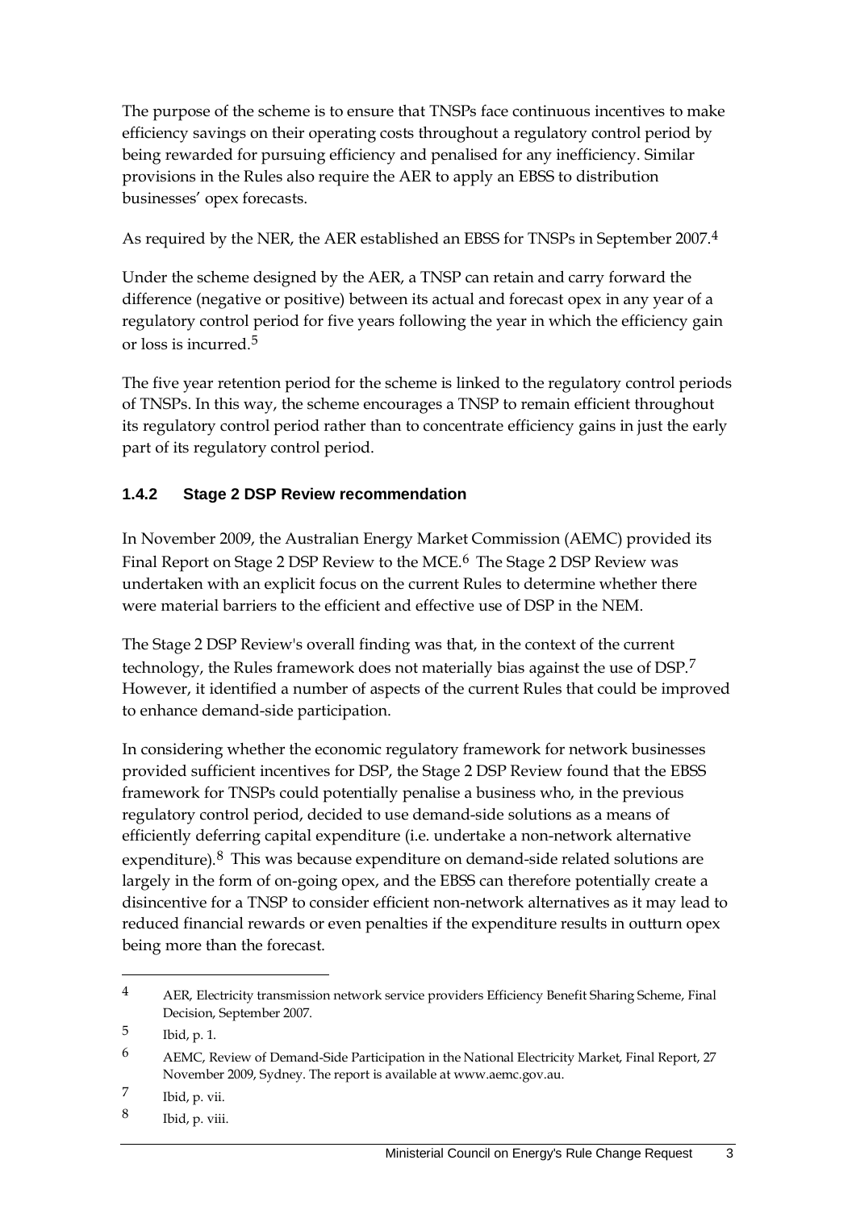The purpose of the scheme is to ensure that TNSPs face continuous incentives to make efficiency savings on their operating costs throughout a regulatory control period by being rewarded for pursuing efficiency and penalised for any inefficiency. Similar provisions in the Rules also require the AER to apply an EBSS to distribution businesses' opex forecasts.

As required by the NER, the AER established an EBSS for TNSPs in September 2007.[4]

Under the scheme designed by the AER, a TNSP can retain and carry forward the difference (negative or positive) between its actual and forecast opex in any year of a regulatory control period for five years following the year in which the efficiency gain or loss is incurred.[5]

The five year retention period for the scheme is linked to the regulatory control periods of TNSPs. In this way, the scheme encourages a TNSP to remain efficient throughout its regulatory control period rather than to concentrate efficiency gains in just the early part of its regulatory control period.

### 1.4.2 Stage 2 DSP Review recommendation

In November 2009, the Australian Energy Market Commission (AEMC) provided its Final Report on Stage 2 DSP Review to the MCE.[6] The Stage 2 DSP Review was undertaken with an explicit focus on the current Rules to determine whether there were material barriers to the efficient and effective use of DSP in the NEM.

The Stage 2 DSP Review's overall finding was that, in the context of the current technology, the Rules framework does not materially bias against the use of DSP.[7] However, it identified a number of aspects of the current Rules that could be improved to enhance demand-side participation.

In considering whether the economic regulatory framework for network businesses provided sufficient incentives for DSP, the Stage 2 DSP Review found that the EBSS framework for TNSPs could potentially penalise a business who, in the previous regulatory control period, decided to use demand-side solutions as a means of efficiently deferring capital expenditure (i.e. undertake a non-network alternative expenditure).[8] This was because expenditure on demand-side related solutions are largely in the form of on-going opex, and the EBSS can therefore potentially create a disincentive for a TNSP to consider efficient non-network alternatives as it may lead to reduced financial rewards or even penalties if the expenditure results in outturn opex being more than the forecast.

---

4 AER, Electricity transmission network service providers Efficiency Benefit Sharing Scheme, Final Decision, September 2007.

5 Ibid, p. 1.

6 AEMC, Review of Demand-Side Participation in the National Electricity Market, Final Report, 27 November 2009, Sydney. The report is available at www.aemc.gov.au.

7 Ibid, p. vii.

8 Ibid, p. viii.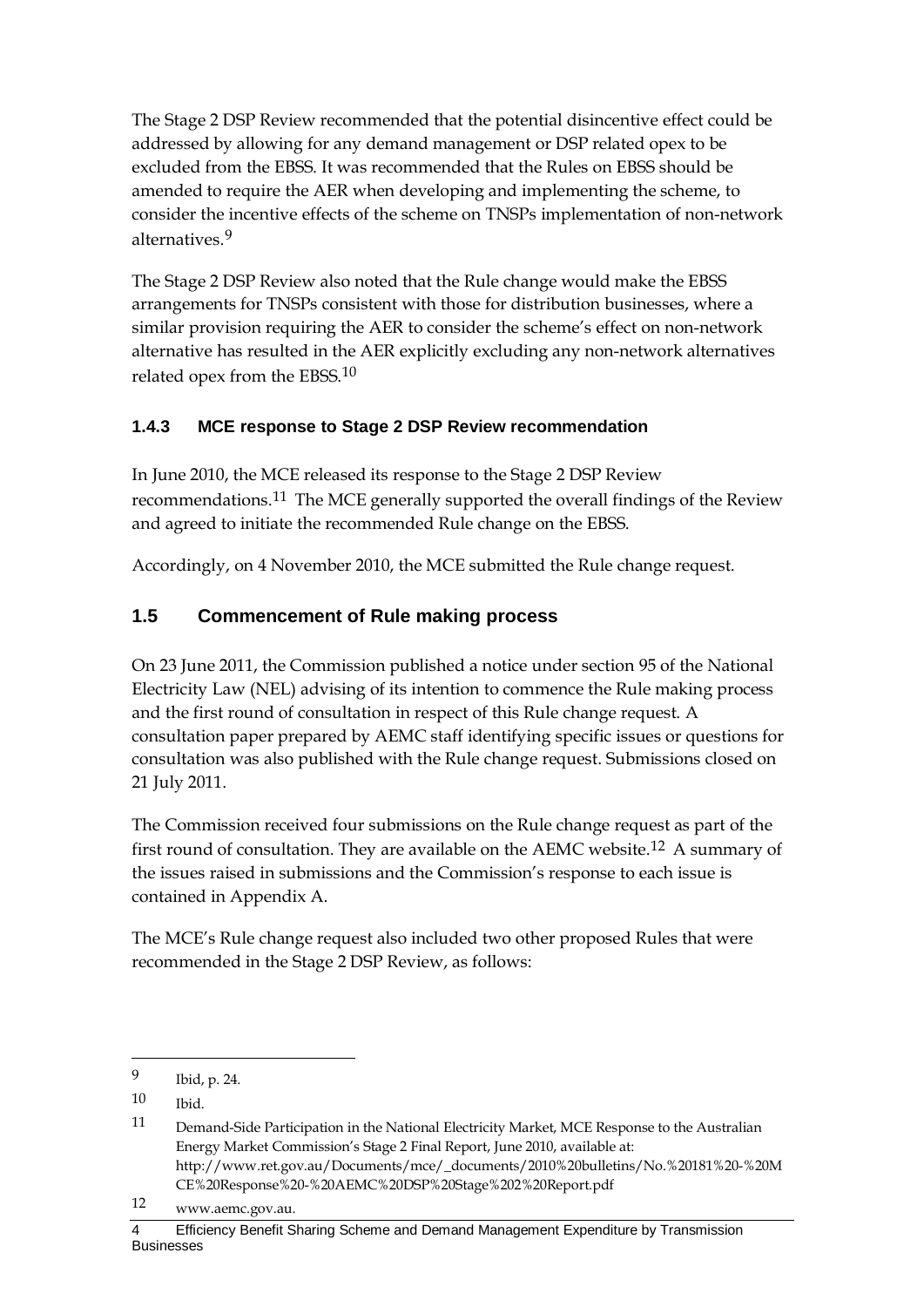The Stage 2 DSP Review recommended that the potential disincentive effect could be addressed by allowing for any demand management or DSP related opex to be excluded from the EBSS. It was recommended that the Rules on EBSS should be amended to require the AER when developing and implementing the scheme, to consider the incentive effects of the scheme on TNSPs implementation of non-network alternatives.[9]

The Stage 2 DSP Review also noted that the Rule change would make the EBSS arrangements for TNSPs consistent with those for distribution businesses, where a similar provision requiring the AER to consider the scheme's effect on non-network alternative has resulted in the AER explicitly excluding any non-network alternatives related opex from the EBSS.[10]

### 1.4.3 MCE response to Stage 2 DSP Review recommendation

In June 2010, the MCE released its response to the Stage 2 DSP Review recommendations.[11] The MCE generally supported the overall findings of the Review and agreed to initiate the recommended Rule change on the EBSS.

Accordingly, on 4 November 2010, the MCE submitted the Rule change request.

## 1.5 Commencement of Rule making process

On 23 June 2011, the Commission published a notice under section 95 of the National Electricity Law (NEL) advising of its intention to commence the Rule making process and the first round of consultation in respect of this Rule change request. A consultation paper prepared by AEMC staff identifying specific issues or questions for consultation was also published with the Rule change request. Submissions closed on 21 July 2011.

The Commission received four submissions on the Rule change request as part of the first round of consultation. They are available on the AEMC website.[12] A summary of the issues raised in submissions and the Commission's response to each issue is contained in Appendix A.

The MCE's Rule change request also included two other proposed Rules that were recommended in the Stage 2 DSP Review, as follows:

---

[9] Ibid, p. 24.

[10] Ibid.

[11] Demand-Side Participation in the National Electricity Market, MCE Response to the Australian Energy Market Commission's Stage 2 Final Report, June 2010, available at: http://www.ret.gov.au/Documents/mce/_documents/2010%20bulletins/No.%20181%20-%20MCE%20Response%20-%20AEMC%20DSP%20Stage%202%20Report.pdf

[12] www.aemc.gov.au.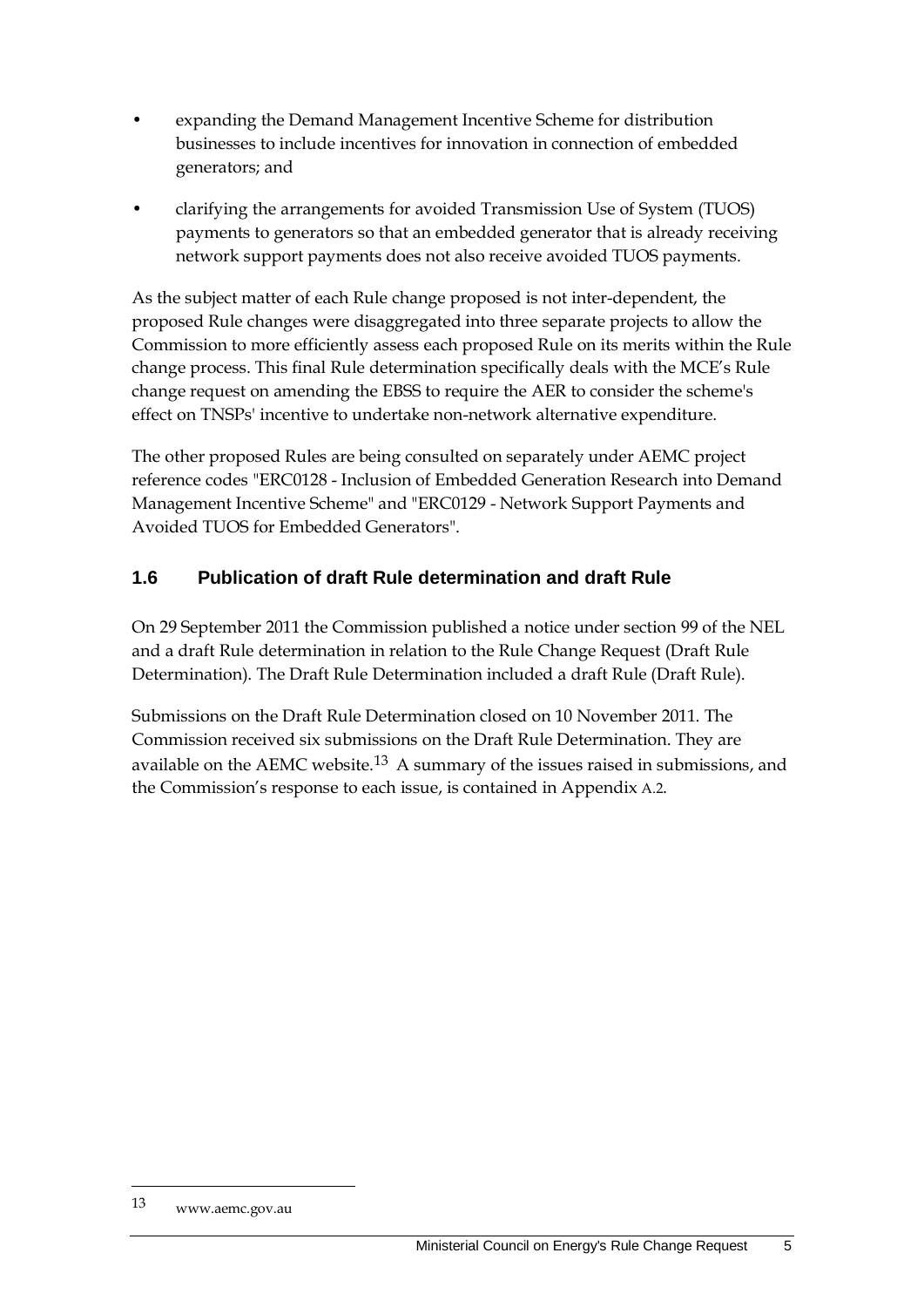- expanding the Demand Management Incentive Scheme for distribution businesses to include incentives for innovation in connection of embedded generators; and
- clarifying the arrangements for avoided Transmission Use of System (TUOS) payments to generators so that an embedded generator that is already receiving network support payments does not also receive avoided TUOS payments.

As the subject matter of each Rule change proposed is not inter-dependent, the proposed Rule changes were disaggregated into three separate projects to allow the Commission to more efficiently assess each proposed Rule on its merits within the Rule change process. This final Rule determination specifically deals with the MCE's Rule change request on amending the EBSS to require the AER to consider the scheme's effect on TNSPs' incentive to undertake non-network alternative expenditure.

The other proposed Rules are being consulted on separately under AEMC project reference codes "ERC0128 - Inclusion of Embedded Generation Research into Demand Management Incentive Scheme" and "ERC0129 - Network Support Payments and Avoided TUOS for Embedded Generators".

### 1.6 Publication of draft Rule determination and draft Rule

On 29 September 2011 the Commission published a notice under section 99 of the NEL and a draft Rule determination in relation to the Rule Change Request (Draft Rule Determination). The Draft Rule Determination included a draft Rule (Draft Rule).

Submissions on the Draft Rule Determination closed on 10 November 2011. The Commission received six submissions on the Draft Rule Determination. They are available on the AEMC website.[13] A summary of the issues raised in submissions, and the Commission's response to each issue, is contained in Appendix A.2.

---

13 www.aemc.gov.au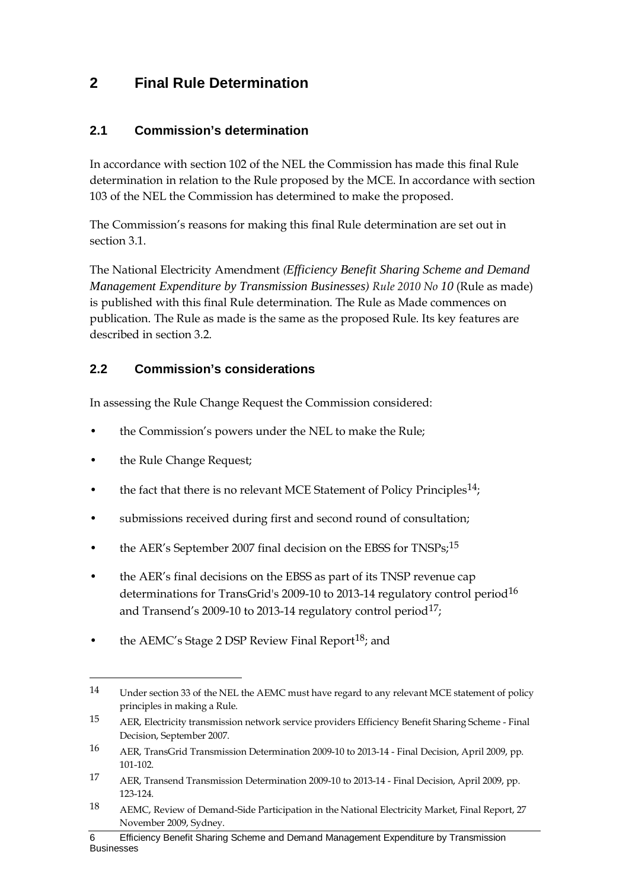# 2 Final Rule Determination

## 2.1 Commission's determination

In accordance with section 102 of the NEL the Commission has made this final Rule determination in relation to the Rule proposed by the MCE. In accordance with section 103 of the NEL the Commission has determined to make the proposed.

The Commission's reasons for making this final Rule determination are set out in section 3.1.

The National Electricity Amendment *(Efficiency Benefit Sharing Scheme and Demand Management Expenditure by Transmission Businesses) Rule 2010 No* ***10*** (Rule as made) is published with this final Rule determination. The Rule as Made commences on publication. The Rule as made is the same as the proposed Rule. Its key features are described in section 3.2.

## 2.2 Commission's considerations

In assessing the Rule Change Request the Commission considered:

- the Commission's powers under the NEL to make the Rule;
- the Rule Change Request;
- the fact that there is no relevant MCE Statement of Policy Principles[14];
- submissions received during first and second round of consultation;
- the AER's September 2007 final decision on the EBSS for TNSPs;[15]
- the AER's final decisions on the EBSS as part of its TNSP revenue cap determinations for TransGrid's 2009-10 to 2013-14 regulatory control period[16] and Transend's 2009-10 to 2013-14 regulatory control period[17];
- the AEMC's Stage 2 DSP Review Final Report[18]; and

---

[14] Under section 33 of the NEL the AEMC must have regard to any relevant MCE statement of policy principles in making a Rule.

[15] AER, Electricity transmission network service providers Efficiency Benefit Sharing Scheme - Final Decision, September 2007.

[16] AER, TransGrid Transmission Determination 2009-10 to 2013-14 - Final Decision, April 2009, pp. 101-102.

[17] AER, Transend Transmission Determination 2009-10 to 2013-14 - Final Decision, April 2009, pp. 123-124.

[18] AEMC, Review of Demand-Side Participation in the National Electricity Market, Final Report, 27 November 2009, Sydney.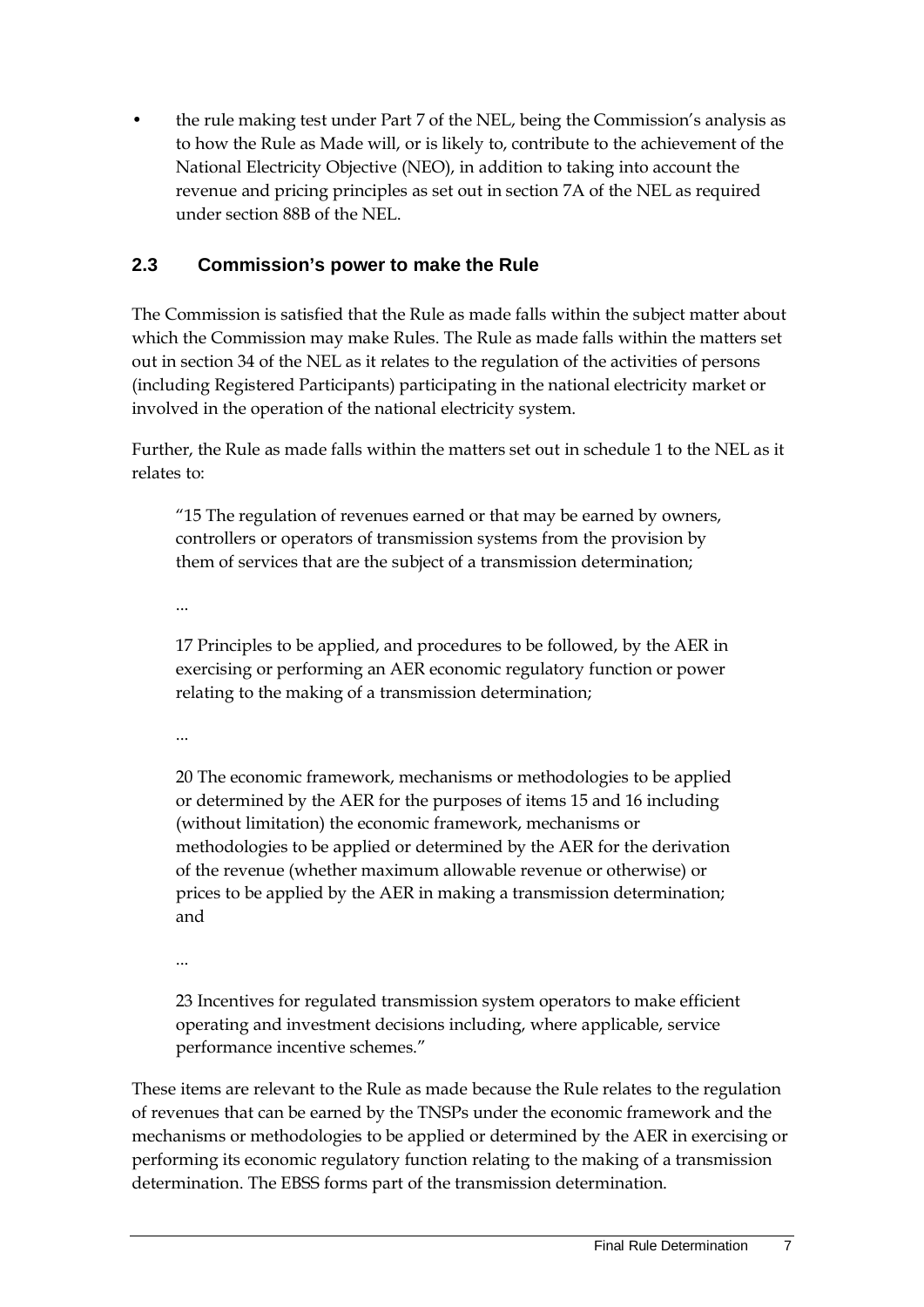- the rule making test under Part 7 of the NEL, being the Commission's analysis as to how the Rule as Made will, or is likely to, contribute to the achievement of the National Electricity Objective (NEO), in addition to taking into account the revenue and pricing principles as set out in section 7A of the NEL as required under section 88B of the NEL.

## 2.3 Commission's power to make the Rule

The Commission is satisfied that the Rule as made falls within the subject matter about which the Commission may make Rules. The Rule as made falls within the matters set out in section 34 of the NEL as it relates to the regulation of the activities of persons (including Registered Participants) participating in the national electricity market or involved in the operation of the national electricity system.

Further, the Rule as made falls within the matters set out in schedule 1 to the NEL as it relates to:

> "15 The regulation of revenues earned or that may be earned by owners, controllers or operators of transmission systems from the provision by them of services that are the subject of a transmission determination;
>
> ...
>
> 17 Principles to be applied, and procedures to be followed, by the AER in exercising or performing an AER economic regulatory function or power relating to the making of a transmission determination;
>
> ...
>
> 20 The economic framework, mechanisms or methodologies to be applied or determined by the AER for the purposes of items 15 and 16 including (without limitation) the economic framework, mechanisms or methodologies to be applied or determined by the AER for the derivation of the revenue (whether maximum allowable revenue or otherwise) or prices to be applied by the AER in making a transmission determination; and
>
> ...
>
> 23 Incentives for regulated transmission system operators to make efficient operating and investment decisions including, where applicable, service performance incentive schemes."

These items are relevant to the Rule as made because the Rule relates to the regulation of revenues that can be earned by the TNSPs under the economic framework and the mechanisms or methodologies to be applied or determined by the AER in exercising or performing its economic regulatory function relating to the making of a transmission determination. The EBSS forms part of the transmission determination.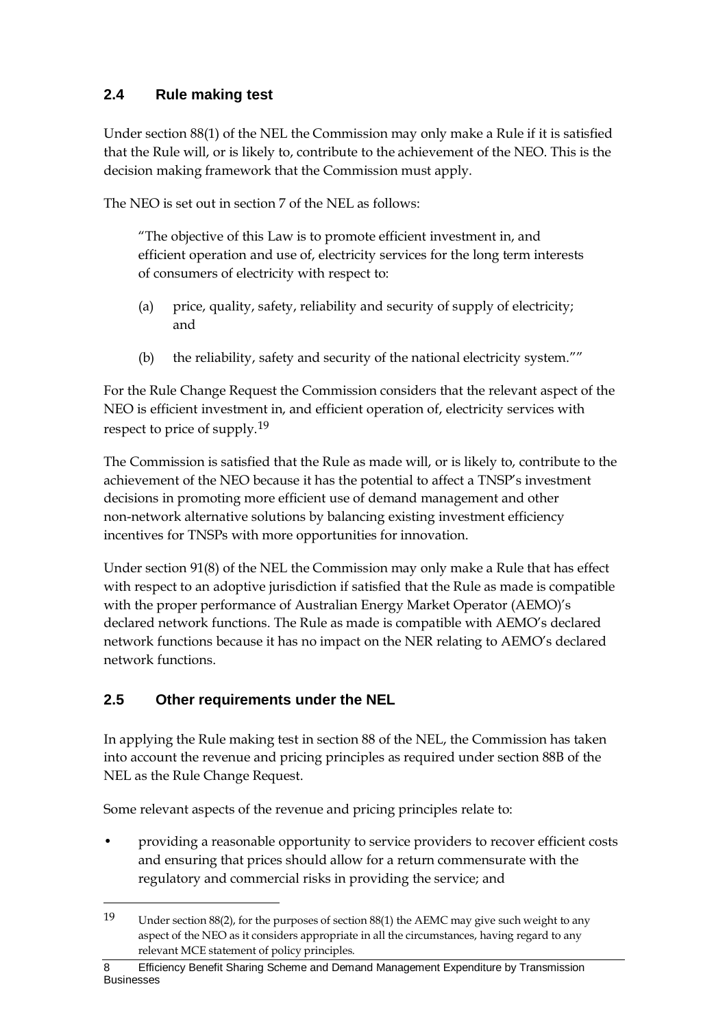## 2.4 Rule making test

Under section 88(1) of the NEL the Commission may only make a Rule if it is satisfied that the Rule will, or is likely to, contribute to the achievement of the NEO. This is the decision making framework that the Commission must apply.

The NEO is set out in section 7 of the NEL as follows:

> "The objective of this Law is to promote efficient investment in, and efficient operation and use of, electricity services for the long term interests of consumers of electricity with respect to:
>
> (a) price, quality, safety, reliability and security of supply of electricity; and
>
> (b) the reliability, safety and security of the national electricity system.""

For the Rule Change Request the Commission considers that the relevant aspect of the NEO is efficient investment in, and efficient operation of, electricity services with respect to price of supply.[19]

The Commission is satisfied that the Rule as made will, or is likely to, contribute to the achievement of the NEO because it has the potential to affect a TNSP's investment decisions in promoting more efficient use of demand management and other non-network alternative solutions by balancing existing investment efficiency incentives for TNSPs with more opportunities for innovation.

Under section 91(8) of the NEL the Commission may only make a Rule that has effect with respect to an adoptive jurisdiction if satisfied that the Rule as made is compatible with the proper performance of Australian Energy Market Operator (AEMO)'s declared network functions. The Rule as made is compatible with AEMO's declared network functions because it has no impact on the NER relating to AEMO's declared network functions.

## 2.5 Other requirements under the NEL

In applying the Rule making test in section 88 of the NEL, the Commission has taken into account the revenue and pricing principles as required under section 88B of the NEL as the Rule Change Request.

Some relevant aspects of the revenue and pricing principles relate to:

- providing a reasonable opportunity to service providers to recover efficient costs and ensuring that prices should allow for a return commensurate with the regulatory and commercial risks in providing the service; and

---

[19] Under section 88(2), for the purposes of section 88(1) the AEMC may give such weight to any aspect of the NEO as it considers appropriate in all the circumstances, having regard to any relevant MCE statement of policy principles.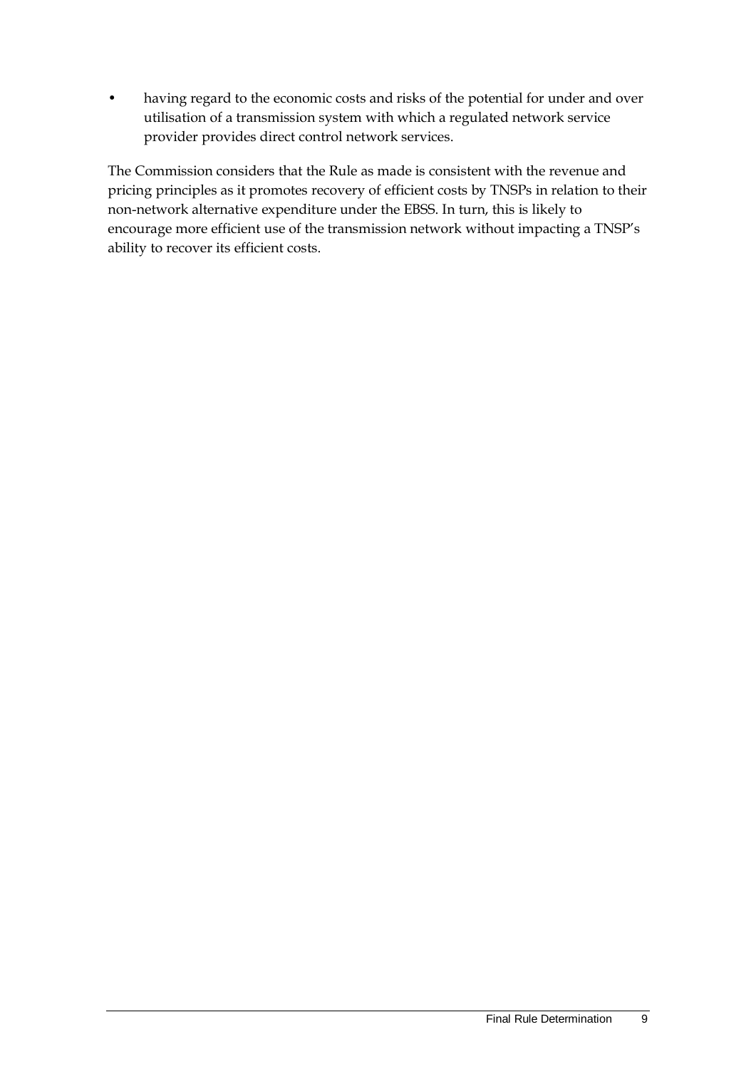- having regard to the economic costs and risks of the potential for under and over utilisation of a transmission system with which a regulated network service provider provides direct control network services.

The Commission considers that the Rule as made is consistent with the revenue and pricing principles as it promotes recovery of efficient costs by TNSPs in relation to their non-network alternative expenditure under the EBSS. In turn, this is likely to encourage more efficient use of the transmission network without impacting a TNSP's ability to recover its efficient costs.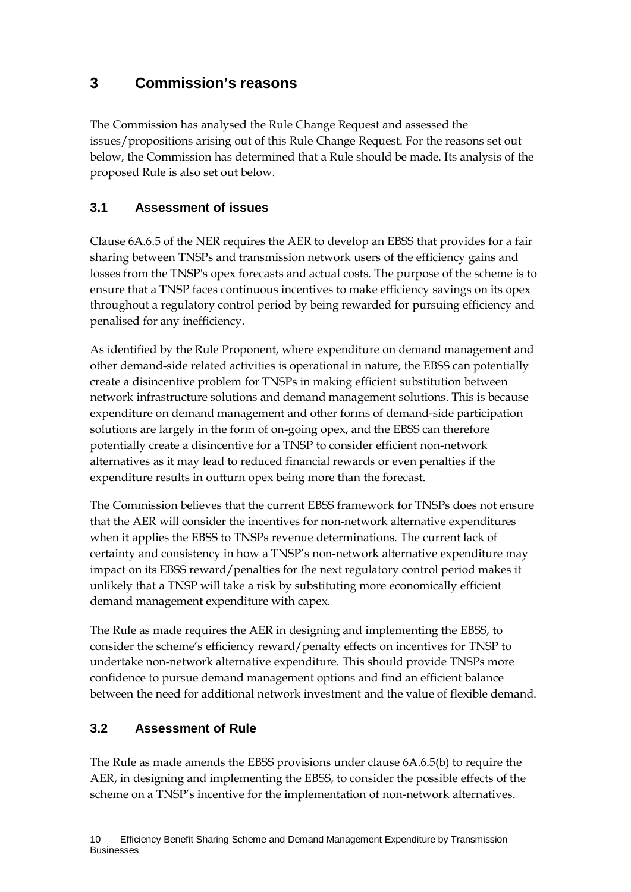# 3 Commission's reasons

The Commission has analysed the Rule Change Request and assessed the issues/propositions arising out of this Rule Change Request. For the reasons set out below, the Commission has determined that a Rule should be made. Its analysis of the proposed Rule is also set out below.

## 3.1 Assessment of issues

Clause 6A.6.5 of the NER requires the AER to develop an EBSS that provides for a fair sharing between TNSPs and transmission network users of the efficiency gains and losses from the TNSP's opex forecasts and actual costs. The purpose of the scheme is to ensure that a TNSP faces continuous incentives to make efficiency savings on its opex throughout a regulatory control period by being rewarded for pursuing efficiency and penalised for any inefficiency.

As identified by the Rule Proponent, where expenditure on demand management and other demand-side related activities is operational in nature, the EBSS can potentially create a disincentive problem for TNSPs in making efficient substitution between network infrastructure solutions and demand management solutions. This is because expenditure on demand management and other forms of demand-side participation solutions are largely in the form of on-going opex, and the EBSS can therefore potentially create a disincentive for a TNSP to consider efficient non-network alternatives as it may lead to reduced financial rewards or even penalties if the expenditure results in outturn opex being more than the forecast.

The Commission believes that the current EBSS framework for TNSPs does not ensure that the AER will consider the incentives for non-network alternative expenditures when it applies the EBSS to TNSPs revenue determinations. The current lack of certainty and consistency in how a TNSP's non-network alternative expenditure may impact on its EBSS reward/penalties for the next regulatory control period makes it unlikely that a TNSP will take a risk by substituting more economically efficient demand management expenditure with capex.

The Rule as made requires the AER in designing and implementing the EBSS, to consider the scheme's efficiency reward/penalty effects on incentives for TNSP to undertake non-network alternative expenditure. This should provide TNSPs more confidence to pursue demand management options and find an efficient balance between the need for additional network investment and the value of flexible demand.

## 3.2 Assessment of Rule

The Rule as made amends the EBSS provisions under clause 6A.6.5(b) to require the AER, in designing and implementing the EBSS, to consider the possible effects of the scheme on a TNSP's incentive for the implementation of non-network alternatives.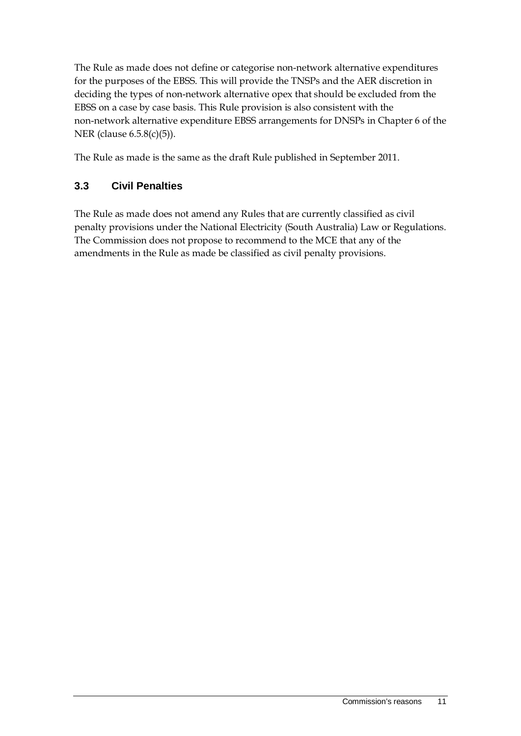The Rule as made does not define or categorise non-network alternative expenditures for the purposes of the EBSS. This will provide the TNSPs and the AER discretion in deciding the types of non-network alternative opex that should be excluded from the EBSS on a case by case basis. This Rule provision is also consistent with the non-network alternative expenditure EBSS arrangements for DNSPs in Chapter 6 of the NER (clause 6.5.8(c)(5)).

The Rule as made is the same as the draft Rule published in September 2011.

## 3.3 Civil Penalties

The Rule as made does not amend any Rules that are currently classified as civil penalty provisions under the National Electricity (South Australia) Law or Regulations. The Commission does not propose to recommend to the MCE that any of the amendments in the Rule as made be classified as civil penalty provisions.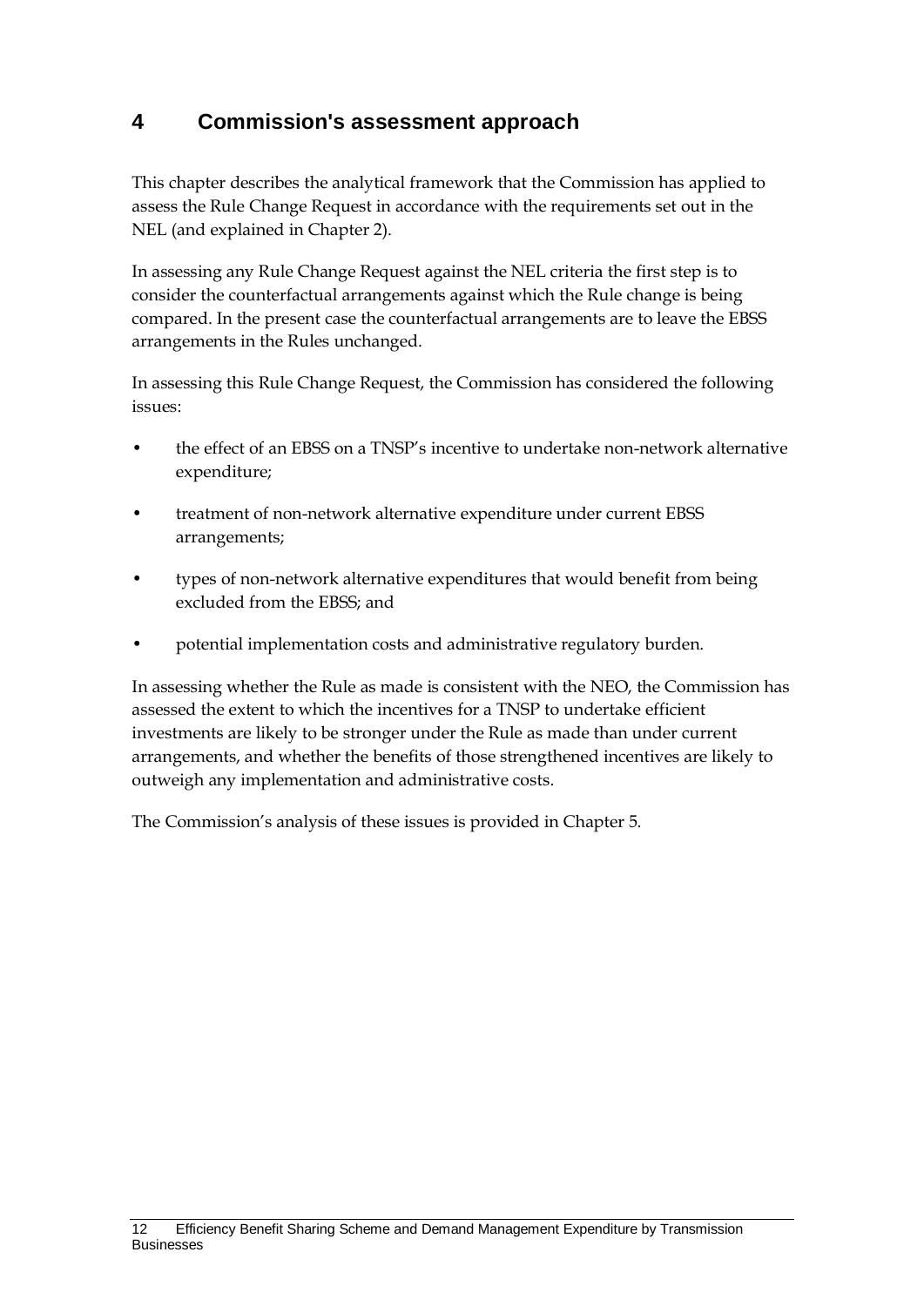# 4 Commission's assessment approach

This chapter describes the analytical framework that the Commission has applied to assess the Rule Change Request in accordance with the requirements set out in the NEL (and explained in Chapter 2).

In assessing any Rule Change Request against the NEL criteria the first step is to consider the counterfactual arrangements against which the Rule change is being compared. In the present case the counterfactual arrangements are to leave the EBSS arrangements in the Rules unchanged.

In assessing this Rule Change Request, the Commission has considered the following issues:

- the effect of an EBSS on a TNSP's incentive to undertake non-network alternative expenditure;
- treatment of non-network alternative expenditure under current EBSS arrangements;
- types of non-network alternative expenditures that would benefit from being excluded from the EBSS; and
- potential implementation costs and administrative regulatory burden.

In assessing whether the Rule as made is consistent with the NEO, the Commission has assessed the extent to which the incentives for a TNSP to undertake efficient investments are likely to be stronger under the Rule as made than under current arrangements, and whether the benefits of those strengthened incentives are likely to outweigh any implementation and administrative costs.

The Commission's analysis of these issues is provided in Chapter 5.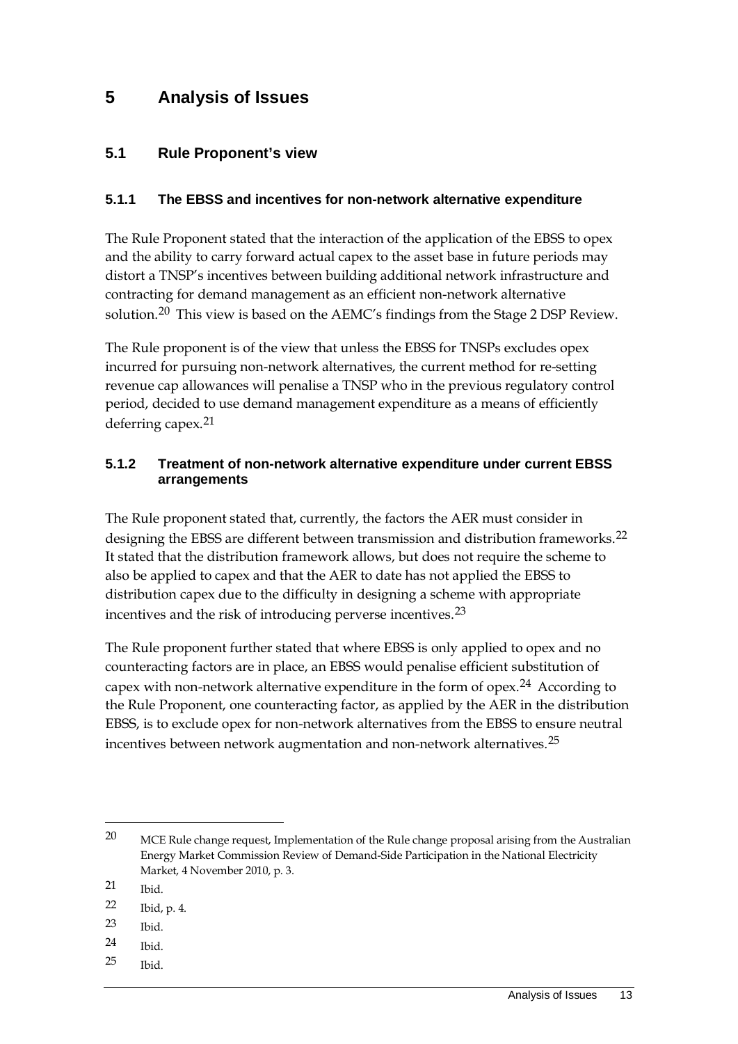# 5 Analysis of Issues

## 5.1 Rule Proponent's view

### 5.1.1 The EBSS and incentives for non-network alternative expenditure

The Rule Proponent stated that the interaction of the application of the EBSS to opex and the ability to carry forward actual capex to the asset base in future periods may distort a TNSP's incentives between building additional network infrastructure and contracting for demand management as an efficient non-network alternative solution.[20] This view is based on the AEMC's findings from the Stage 2 DSP Review.

The Rule proponent is of the view that unless the EBSS for TNSPs excludes opex incurred for pursuing non-network alternatives, the current method for re-setting revenue cap allowances will penalise a TNSP who in the previous regulatory control period, decided to use demand management expenditure as a means of efficiently deferring capex.[21]

### 5.1.2 Treatment of non-network alternative expenditure under current EBSS arrangements

The Rule proponent stated that, currently, the factors the AER must consider in designing the EBSS are different between transmission and distribution frameworks.[22] It stated that the distribution framework allows, but does not require the scheme to also be applied to capex and that the AER to date has not applied the EBSS to distribution capex due to the difficulty in designing a scheme with appropriate incentives and the risk of introducing perverse incentives.[23]

The Rule proponent further stated that where EBSS is only applied to opex and no counteracting factors are in place, an EBSS would penalise efficient substitution of capex with non-network alternative expenditure in the form of opex.[24] According to the Rule Proponent, one counteracting factor, as applied by the AER in the distribution EBSS, is to exclude opex for non-network alternatives from the EBSS to ensure neutral incentives between network augmentation and non-network alternatives.[25]

---

20 MCE Rule change request, Implementation of the Rule change proposal arising from the Australian Energy Market Commission Review of Demand-Side Participation in the National Electricity Market, 4 November 2010, p. 3.

21 Ibid.

22 Ibid, p. 4.

23 Ibid.

24 Ibid.

25 Ibid.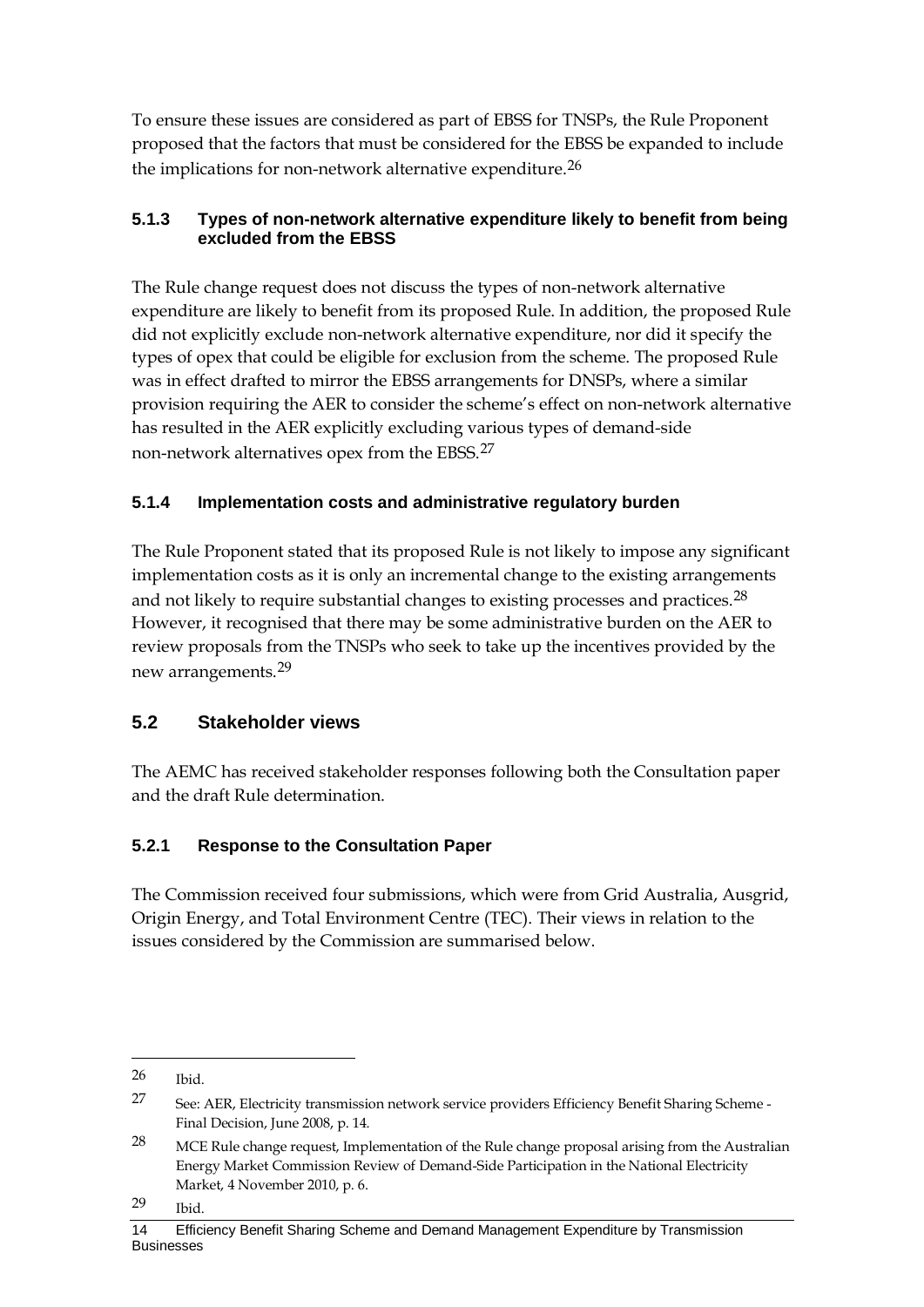To ensure these issues are considered as part of EBSS for TNSPs, the Rule Proponent proposed that the factors that must be considered for the EBSS be expanded to include the implications for non-network alternative expenditure.[26]

### 5.1.3 Types of non-network alternative expenditure likely to benefit from being excluded from the EBSS

The Rule change request does not discuss the types of non-network alternative expenditure are likely to benefit from its proposed Rule. In addition, the proposed Rule did not explicitly exclude non-network alternative expenditure, nor did it specify the types of opex that could be eligible for exclusion from the scheme. The proposed Rule was in effect drafted to mirror the EBSS arrangements for DNSPs, where a similar provision requiring the AER to consider the scheme's effect on non-network alternative has resulted in the AER explicitly excluding various types of demand-side non-network alternatives opex from the EBSS.[27]

### 5.1.4 Implementation costs and administrative regulatory burden

The Rule Proponent stated that its proposed Rule is not likely to impose any significant implementation costs as it is only an incremental change to the existing arrangements and not likely to require substantial changes to existing processes and practices.[28] However, it recognised that there may be some administrative burden on the AER to review proposals from the TNSPs who seek to take up the incentives provided by the new arrangements.[29]

## 5.2 Stakeholder views

The AEMC has received stakeholder responses following both the Consultation paper and the draft Rule determination.

### 5.2.1 Response to the Consultation Paper

The Commission received four submissions, which were from Grid Australia, Ausgrid, Origin Energy, and Total Environment Centre (TEC). Their views in relation to the issues considered by the Commission are summarised below.

---

26 Ibid.

27 See: AER, Electricity transmission network service providers Efficiency Benefit Sharing Scheme - Final Decision, June 2008, p. 14.

28 MCE Rule change request, Implementation of the Rule change proposal arising from the Australian Energy Market Commission Review of Demand-Side Participation in the National Electricity Market, 4 November 2010, p. 6.

29 Ibid.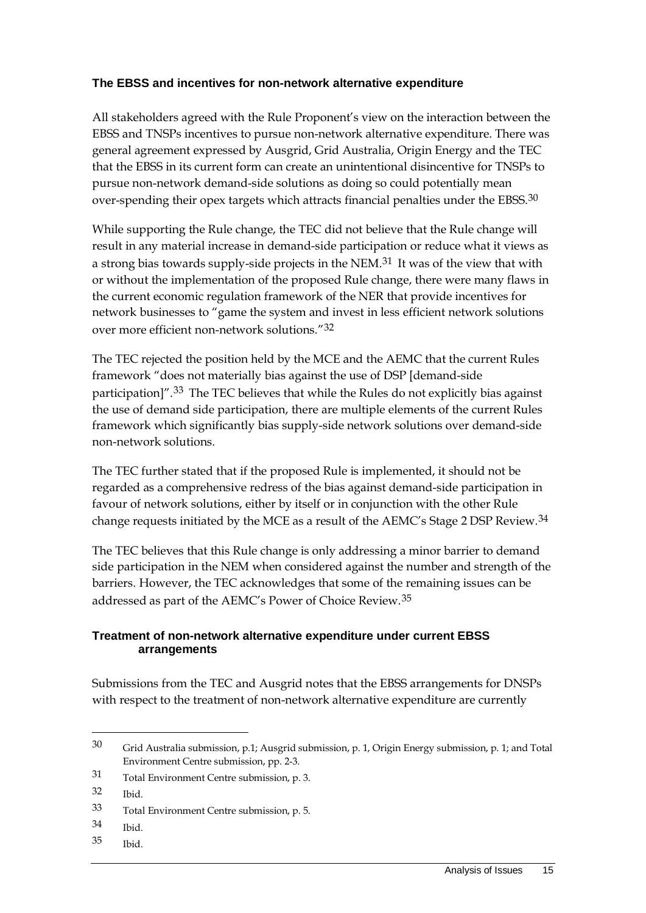### The EBSS and incentives for non-network alternative expenditure

All stakeholders agreed with the Rule Proponent's view on the interaction between the EBSS and TNSPs incentives to pursue non-network alternative expenditure. There was general agreement expressed by Ausgrid, Grid Australia, Origin Energy and the TEC that the EBSS in its current form can create an unintentional disincentive for TNSPs to pursue non-network demand-side solutions as doing so could potentially mean over-spending their opex targets which attracts financial penalties under the EBSS.[30]

While supporting the Rule change, the TEC did not believe that the Rule change will result in any material increase in demand-side participation or reduce what it views as a strong bias towards supply-side projects in the NEM.[31] It was of the view that with or without the implementation of the proposed Rule change, there were many flaws in the current economic regulation framework of the NER that provide incentives for network businesses to "game the system and invest in less efficient network solutions over more efficient non-network solutions."[32]

The TEC rejected the position held by the MCE and the AEMC that the current Rules framework "does not materially bias against the use of DSP [demand-side participation]".[33] The TEC believes that while the Rules do not explicitly bias against the use of demand side participation, there are multiple elements of the current Rules framework which significantly bias supply-side network solutions over demand-side non-network solutions.

The TEC further stated that if the proposed Rule is implemented, it should not be regarded as a comprehensive redress of the bias against demand-side participation in favour of network solutions, either by itself or in conjunction with the other Rule change requests initiated by the MCE as a result of the AEMC's Stage 2 DSP Review.[34]

The TEC believes that this Rule change is only addressing a minor barrier to demand side participation in the NEM when considered against the number and strength of the barriers. However, the TEC acknowledges that some of the remaining issues can be addressed as part of the AEMC's Power of Choice Review.[35]

### Treatment of non-network alternative expenditure under current EBSS arrangements

Submissions from the TEC and Ausgrid notes that the EBSS arrangements for DNSPs with respect to the treatment of non-network alternative expenditure are currently

---

30 Grid Australia submission, p.1; Ausgrid submission, p. 1, Origin Energy submission, p. 1; and Total Environment Centre submission, pp. 2-3.

31 Total Environment Centre submission, p. 3.

32 Ibid.

33 Total Environment Centre submission, p. 5.

34 Ibid.

35 Ibid.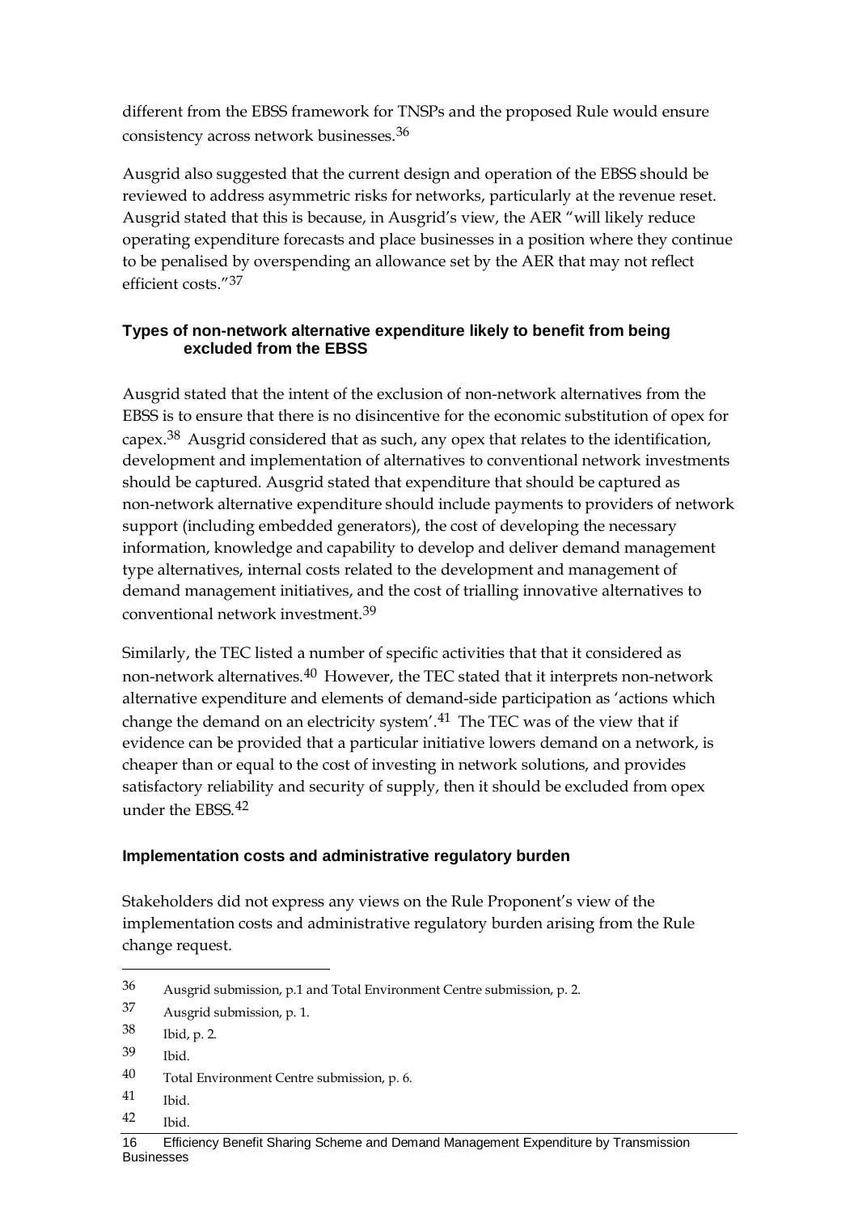different from the EBSS framework for TNSPs and the proposed Rule would ensure consistency across network businesses.[36]

Ausgrid also suggested that the current design and operation of the EBSS should be reviewed to address asymmetric risks for networks, particularly at the revenue reset. Ausgrid stated that this is because, in Ausgrid's view, the AER "will likely reduce operating expenditure forecasts and place businesses in a position where they continue to be penalised by overspending an allowance set by the AER that may not reflect efficient costs."[37]

### Types of non-network alternative expenditure likely to benefit from being excluded from the EBSS

Ausgrid stated that the intent of the exclusion of non-network alternatives from the EBSS is to ensure that there is no disincentive for the economic substitution of opex for capex.[38] Ausgrid considered that as such, any opex that relates to the identification, development and implementation of alternatives to conventional network investments should be captured. Ausgrid stated that expenditure that should be captured as non-network alternative expenditure should include payments to providers of network support (including embedded generators), the cost of developing the necessary information, knowledge and capability to develop and deliver demand management type alternatives, internal costs related to the development and management of demand management initiatives, and the cost of trialling innovative alternatives to conventional network investment.[39]

Similarly, the TEC listed a number of specific activities that that it considered as non-network alternatives.[40] However, the TEC stated that it interprets non-network alternative expenditure and elements of demand-side participation as 'actions which change the demand on an electricity system'.[41] The TEC was of the view that if evidence can be provided that a particular initiative lowers demand on a network, is cheaper than or equal to the cost of investing in network solutions, and provides satisfactory reliability and security of supply, then it should be excluded from opex under the EBSS.[42]

### Implementation costs and administrative regulatory burden

Stakeholders did not express any views on the Rule Proponent's view of the implementation costs and administrative regulatory burden arising from the Rule change request.

---

36 Ausgrid submission, p.1 and Total Environment Centre submission, p. 2.

37 Ausgrid submission, p. 1.

38 Ibid, p. 2.

39 Ibid.

40 Total Environment Centre submission, p. 6.

41 Ibid.

42 Ibid.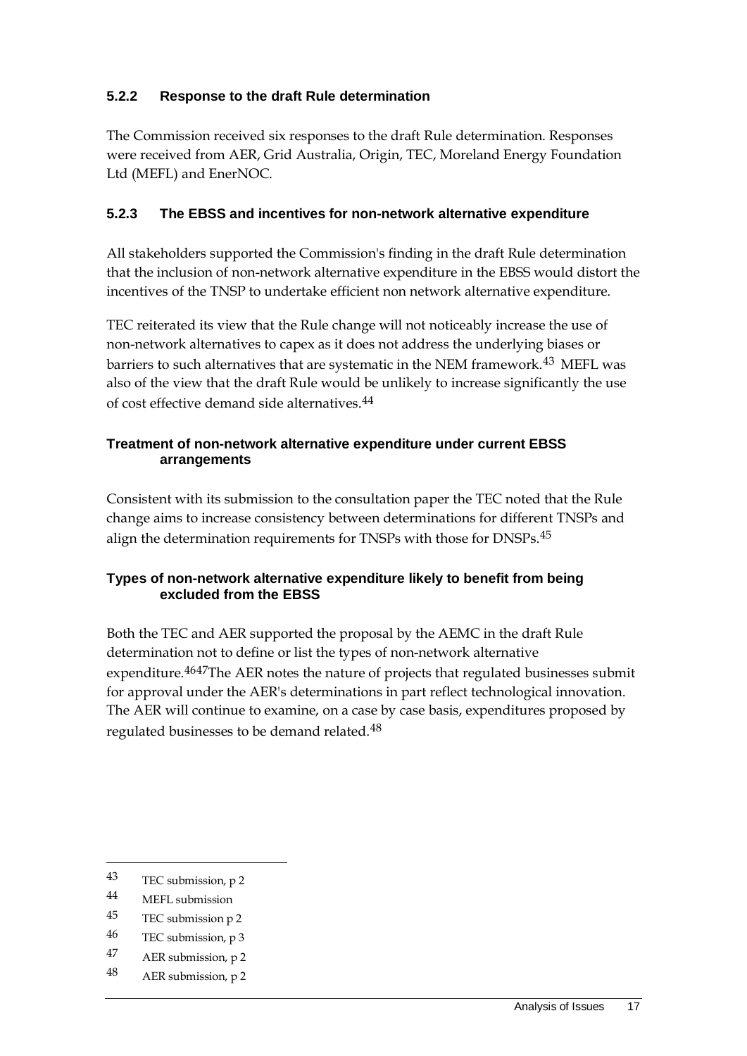### 5.2.2 Response to the draft Rule determination

The Commission received six responses to the draft Rule determination. Responses were received from AER, Grid Australia, Origin, TEC, Moreland Energy Foundation Ltd (MEFL) and EnerNOC.

### 5.2.3 The EBSS and incentives for non-network alternative expenditure

All stakeholders supported the Commission's finding in the draft Rule determination that the inclusion of non-network alternative expenditure in the EBSS would distort the incentives of the TNSP to undertake efficient non network alternative expenditure.

TEC reiterated its view that the Rule change will not noticeably increase the use of non-network alternatives to capex as it does not address the underlying biases or barriers to such alternatives that are systematic in the NEM framework.[43] MEFL was also of the view that the draft Rule would be unlikely to increase significantly the use of cost effective demand side alternatives.[44]

#### Treatment of non-network alternative expenditure under current EBSS arrangements

Consistent with its submission to the consultation paper the TEC noted that the Rule change aims to increase consistency between determinations for different TNSPs and align the determination requirements for TNSPs with those for DNSPs.[45]

#### Types of non-network alternative expenditure likely to benefit from being excluded from the EBSS

Both the TEC and AER supported the proposal by the AEMC in the draft Rule determination not to define or list the types of non-network alternative expenditure.[46][47] The AER notes the nature of projects that regulated businesses submit for approval under the AER's determinations in part reflect technological innovation. The AER will continue to examine, on a case by case basis, expenditures proposed by regulated businesses to be demand related.[48]

---

[43] TEC submission, p 2

[44] MEFL submission

[45] TEC submission p 2

[46] TEC submission, p 3

[47] AER submission, p 2

[48] AER submission, p 2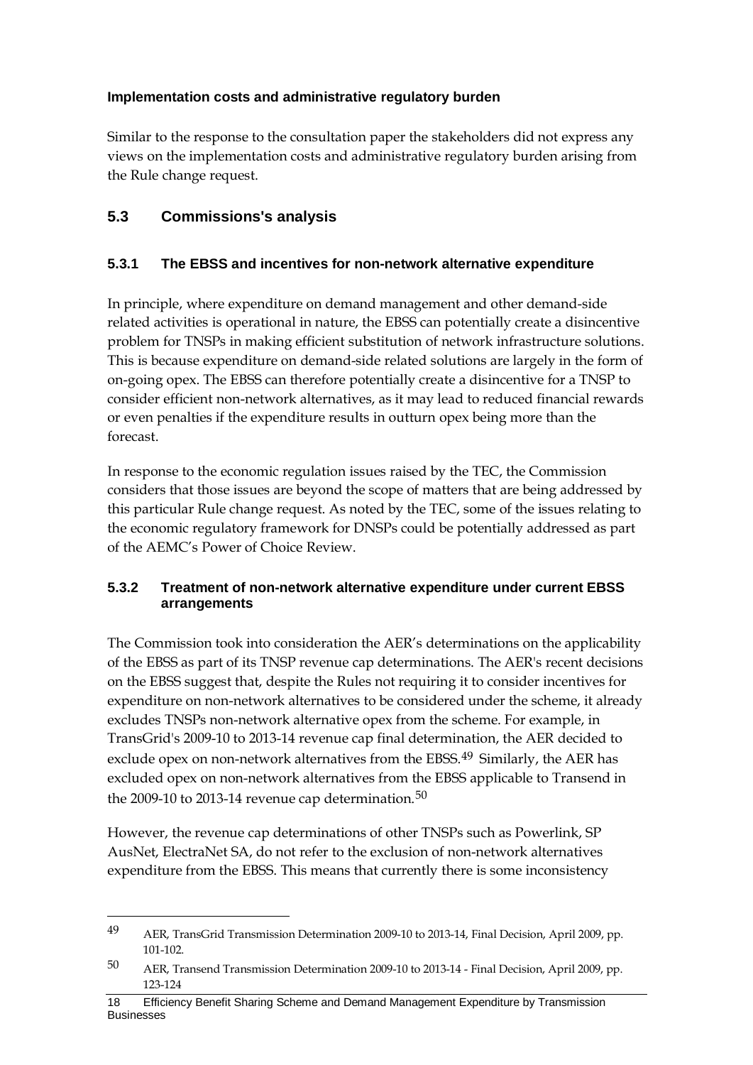#### Implementation costs and administrative regulatory burden

Similar to the response to the consultation paper the stakeholders did not express any views on the implementation costs and administrative regulatory burden arising from the Rule change request.

## 5.3 Commissions's analysis

### 5.3.1 The EBSS and incentives for non-network alternative expenditure

In principle, where expenditure on demand management and other demand-side related activities is operational in nature, the EBSS can potentially create a disincentive problem for TNSPs in making efficient substitution of network infrastructure solutions. This is because expenditure on demand-side related solutions are largely in the form of on-going opex. The EBSS can therefore potentially create a disincentive for a TNSP to consider efficient non-network alternatives, as it may lead to reduced financial rewards or even penalties if the expenditure results in outturn opex being more than the forecast.

In response to the economic regulation issues raised by the TEC, the Commission considers that those issues are beyond the scope of matters that are being addressed by this particular Rule change request. As noted by the TEC, some of the issues relating to the economic regulatory framework for DNSPs could be potentially addressed as part of the AEMC's Power of Choice Review.

### 5.3.2 Treatment of non-network alternative expenditure under current EBSS arrangements

The Commission took into consideration the AER's determinations on the applicability of the EBSS as part of its TNSP revenue cap determinations. The AER's recent decisions on the EBSS suggest that, despite the Rules not requiring it to consider incentives for expenditure on non-network alternatives to be considered under the scheme, it already excludes TNSPs non-network alternative opex from the scheme. For example, in TransGrid's 2009-10 to 2013-14 revenue cap final determination, the AER decided to exclude opex on non-network alternatives from the EBSS.[49] Similarly, the AER has excluded opex on non-network alternatives from the EBSS applicable to Transend in the 2009-10 to 2013-14 revenue cap determination.[50]

However, the revenue cap determinations of other TNSPs such as Powerlink, SP AusNet, ElectraNet SA, do not refer to the exclusion of non-network alternatives expenditure from the EBSS. This means that currently there is some inconsistency

---

49 AER, TransGrid Transmission Determination 2009-10 to 2013-14, Final Decision, April 2009, pp. 101-102.

50 AER, Transend Transmission Determination 2009-10 to 2013-14 - Final Decision, April 2009, pp. 123-124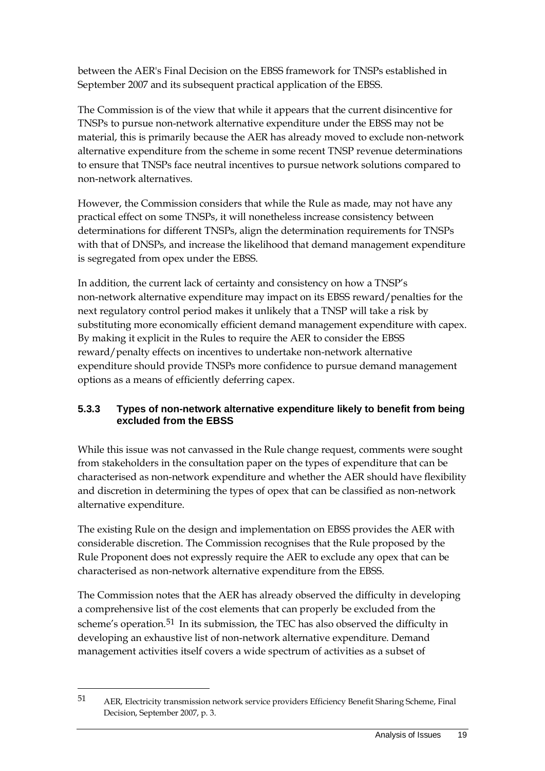between the AER's Final Decision on the EBSS framework for TNSPs established in September 2007 and its subsequent practical application of the EBSS.

The Commission is of the view that while it appears that the current disincentive for TNSPs to pursue non-network alternative expenditure under the EBSS may not be material, this is primarily because the AER has already moved to exclude non-network alternative expenditure from the scheme in some recent TNSP revenue determinations to ensure that TNSPs face neutral incentives to pursue network solutions compared to non-network alternatives.

However, the Commission considers that while the Rule as made, may not have any practical effect on some TNSPs, it will nonetheless increase consistency between determinations for different TNSPs, align the determination requirements for TNSPs with that of DNSPs, and increase the likelihood that demand management expenditure is segregated from opex under the EBSS.

In addition, the current lack of certainty and consistency on how a TNSP's non-network alternative expenditure may impact on its EBSS reward/penalties for the next regulatory control period makes it unlikely that a TNSP will take a risk by substituting more economically efficient demand management expenditure with capex. By making it explicit in the Rules to require the AER to consider the EBSS reward/penalty effects on incentives to undertake non-network alternative expenditure should provide TNSPs more confidence to pursue demand management options as a means of efficiently deferring capex.

### 5.3.3 Types of non-network alternative expenditure likely to benefit from being excluded from the EBSS

While this issue was not canvassed in the Rule change request, comments were sought from stakeholders in the consultation paper on the types of expenditure that can be characterised as non-network expenditure and whether the AER should have flexibility and discretion in determining the types of opex that can be classified as non-network alternative expenditure.

The existing Rule on the design and implementation on EBSS provides the AER with considerable discretion. The Commission recognises that the Rule proposed by the Rule Proponent does not expressly require the AER to exclude any opex that can be characterised as non-network alternative expenditure from the EBSS.

The Commission notes that the AER has already observed the difficulty in developing a comprehensive list of the cost elements that can properly be excluded from the scheme's operation.[51] In its submission, the TEC has also observed the difficulty in developing an exhaustive list of non-network alternative expenditure. Demand management activities itself covers a wide spectrum of activities as a subset of

---

[51] AER, Electricity transmission network service providers Efficiency Benefit Sharing Scheme, Final Decision, September 2007, p. 3.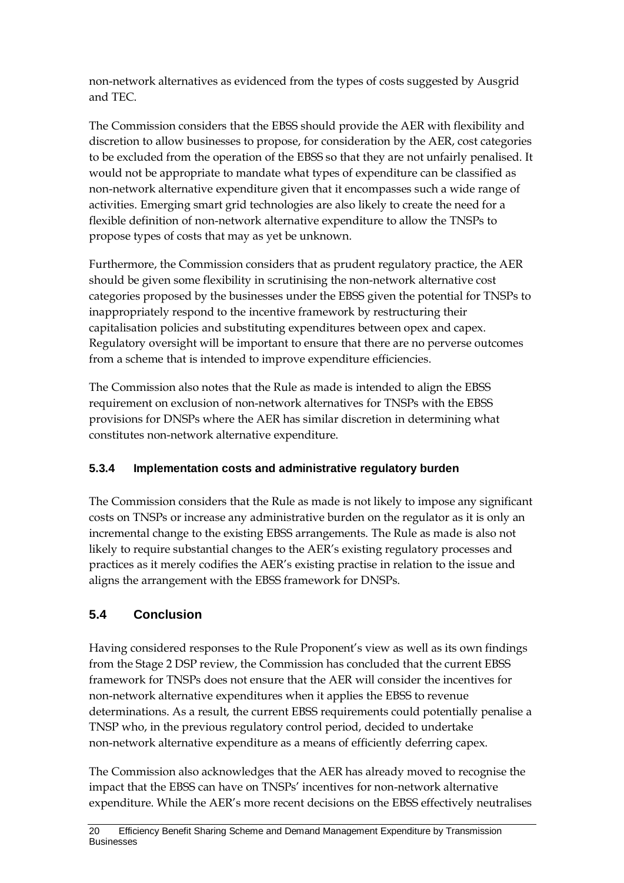non-network alternatives as evidenced from the types of costs suggested by Ausgrid and TEC.

The Commission considers that the EBSS should provide the AER with flexibility and discretion to allow businesses to propose, for consideration by the AER, cost categories to be excluded from the operation of the EBSS so that they are not unfairly penalised. It would not be appropriate to mandate what types of expenditure can be classified as non-network alternative expenditure given that it encompasses such a wide range of activities. Emerging smart grid technologies are also likely to create the need for a flexible definition of non-network alternative expenditure to allow the TNSPs to propose types of costs that may as yet be unknown.

Furthermore, the Commission considers that as prudent regulatory practice, the AER should be given some flexibility in scrutinising the non-network alternative cost categories proposed by the businesses under the EBSS given the potential for TNSPs to inappropriately respond to the incentive framework by restructuring their capitalisation policies and substituting expenditures between opex and capex. Regulatory oversight will be important to ensure that there are no perverse outcomes from a scheme that is intended to improve expenditure efficiencies.

The Commission also notes that the Rule as made is intended to align the EBSS requirement on exclusion of non-network alternatives for TNSPs with the EBSS provisions for DNSPs where the AER has similar discretion in determining what constitutes non-network alternative expenditure.

### 5.3.4 Implementation costs and administrative regulatory burden

The Commission considers that the Rule as made is not likely to impose any significant costs on TNSPs or increase any administrative burden on the regulator as it is only an incremental change to the existing EBSS arrangements. The Rule as made is also not likely to require substantial changes to the AER's existing regulatory processes and practices as it merely codifies the AER's existing practise in relation to the issue and aligns the arrangement with the EBSS framework for DNSPs.

## 5.4 Conclusion

Having considered responses to the Rule Proponent's view as well as its own findings from the Stage 2 DSP review, the Commission has concluded that the current EBSS framework for TNSPs does not ensure that the AER will consider the incentives for non-network alternative expenditures when it applies the EBSS to revenue determinations. As a result, the current EBSS requirements could potentially penalise a TNSP who, in the previous regulatory control period, decided to undertake non-network alternative expenditure as a means of efficiently deferring capex.

The Commission also acknowledges that the AER has already moved to recognise the impact that the EBSS can have on TNSPs' incentives for non-network alternative expenditure. While the AER's more recent decisions on the EBSS effectively neutralises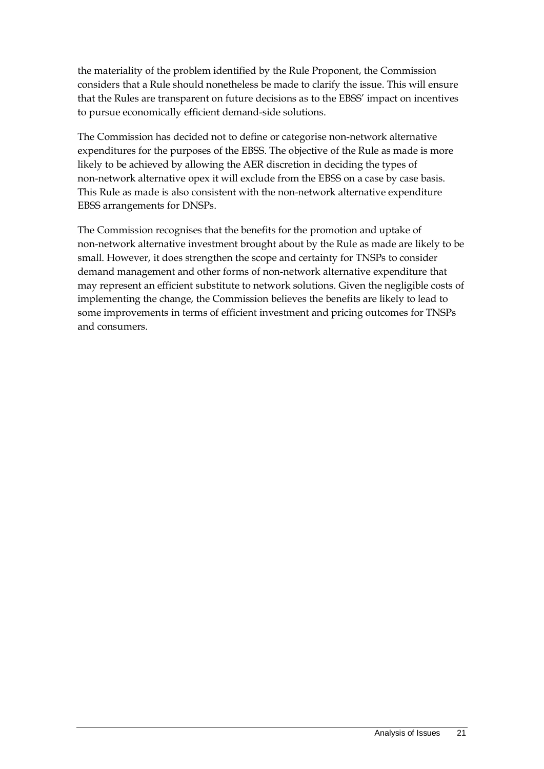the materiality of the problem identified by the Rule Proponent, the Commission considers that a Rule should nonetheless be made to clarify the issue. This will ensure that the Rules are transparent on future decisions as to the EBSS' impact on incentives to pursue economically efficient demand-side solutions.

The Commission has decided not to define or categorise non-network alternative expenditures for the purposes of the EBSS. The objective of the Rule as made is more likely to be achieved by allowing the AER discretion in deciding the types of non-network alternative opex it will exclude from the EBSS on a case by case basis. This Rule as made is also consistent with the non-network alternative expenditure EBSS arrangements for DNSPs.

The Commission recognises that the benefits for the promotion and uptake of non-network alternative investment brought about by the Rule as made are likely to be small. However, it does strengthen the scope and certainty for TNSPs to consider demand management and other forms of non-network alternative expenditure that may represent an efficient substitute to network solutions. Given the negligible costs of implementing the change, the Commission believes the benefits are likely to lead to some improvements in terms of efficient investment and pricing outcomes for TNSPs and consumers.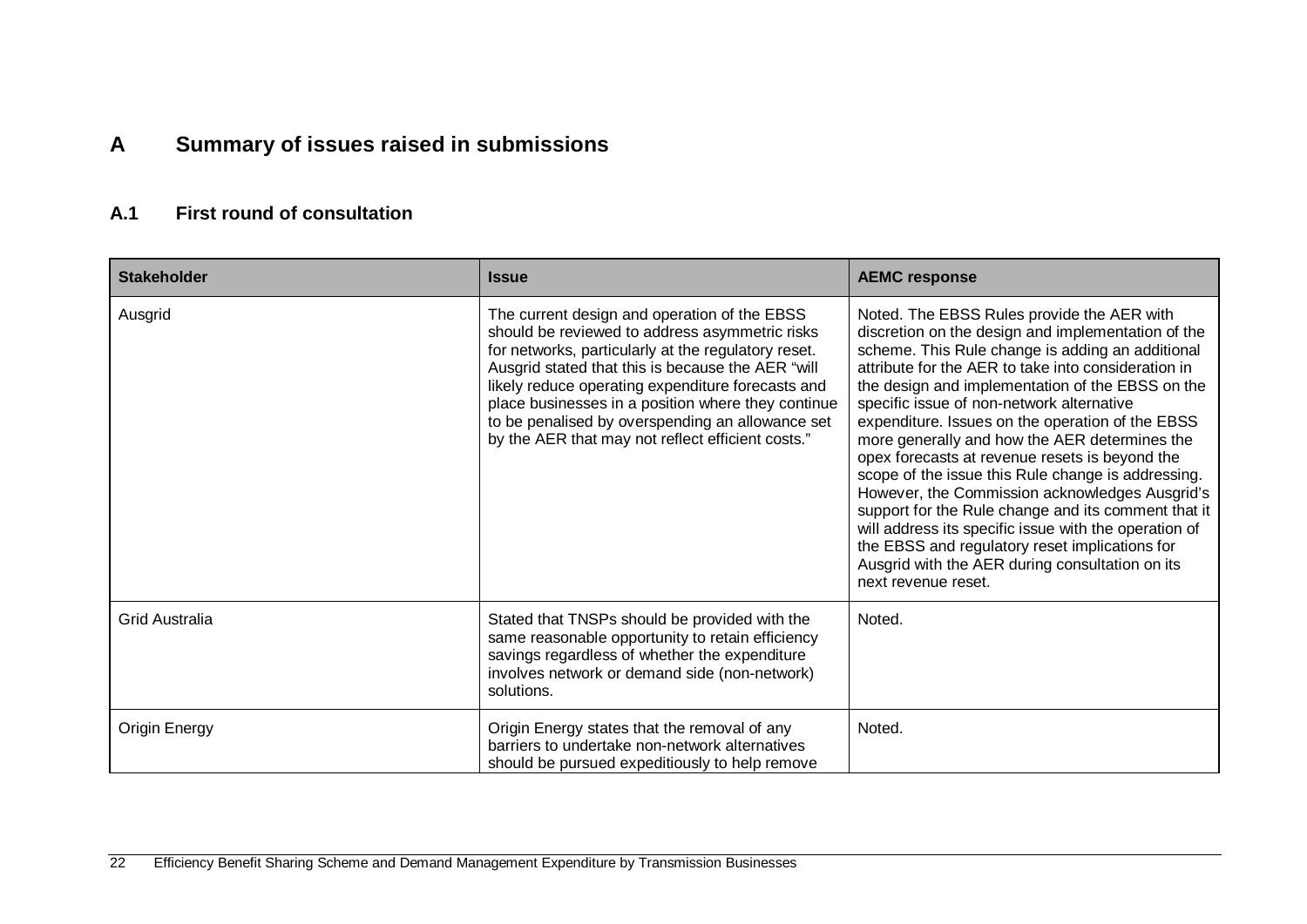# A Summary of issues raised in submissions

## A.1 First round of consultation

| Stakeholder | Issue | AEMC response |
| --- | --- | --- |
| Ausgrid | The current design and operation of the EBSS should be reviewed to address asymmetric risks for networks, particularly at the regulatory reset. Ausgrid stated that this is because the AER "will likely reduce operating expenditure forecasts and place businesses in a position where they continue to be penalised by overspending an allowance set by the AER that may not reflect efficient costs." | Noted. The EBSS Rules provide the AER with discretion on the design and implementation of the scheme. This Rule change is adding an additional attribute for the AER to take into consideration in the design and implementation of the EBSS on the specific issue of non-network alternative expenditure. Issues on the operation of the EBSS more generally and how the AER determines the opex forecasts at revenue resets is beyond the scope of the issue this Rule change is addressing. However, the Commission acknowledges Ausgrid's support for the Rule change and its comment that it will address its specific issue with the operation of the EBSS and regulatory reset implications for Ausgrid with the AER during consultation on its next revenue reset. |
| Grid Australia | Stated that TNSPs should be provided with the same reasonable opportunity to retain efficiency savings regardless of whether the expenditure involves network or demand side (non-network) solutions. | Noted. |
| Origin Energy | Origin Energy states that the removal of any barriers to undertake non-network alternatives should be pursued expeditiously to help remove | Noted. |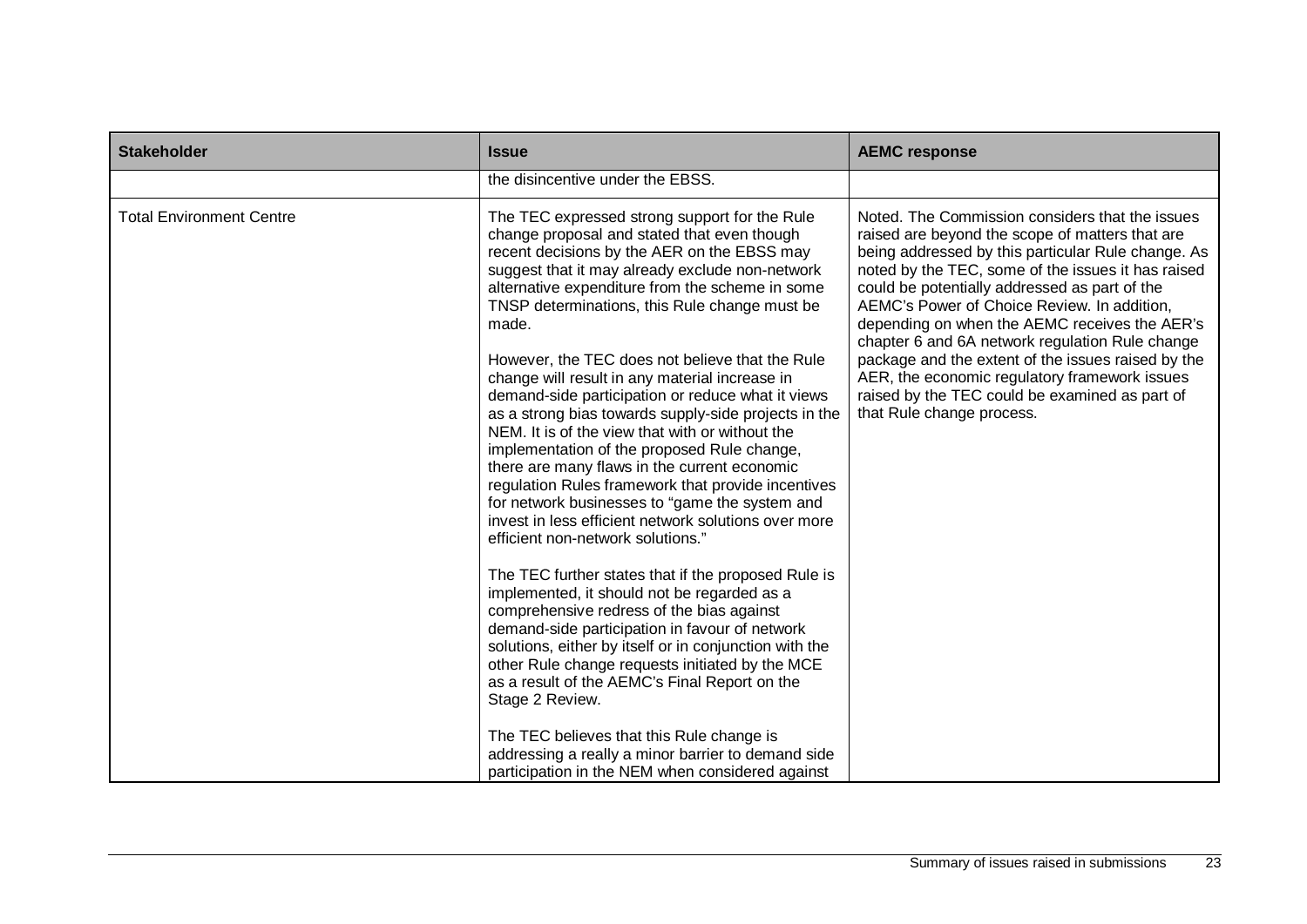| Stakeholder | Issue | AEMC response |
| --- | --- | --- |
| | the disincentive under the EBSS. | |
| Total Environment Centre | The TEC expressed strong support for the Rule change proposal and stated that even though recent decisions by the AER on the EBSS may suggest that it may already exclude non-network alternative expenditure from the scheme in some TNSP determinations, this Rule change must be made.<br><br>However, the TEC does not believe that the Rule change will result in any material increase in demand-side participation or reduce what it views as a strong bias towards supply-side projects in the NEM. It is of the view that with or without the implementation of the proposed Rule change, there are many flaws in the current economic regulation Rules framework that provide incentives for network businesses to "game the system and invest in less efficient network solutions over more efficient non-network solutions."<br><br>The TEC further states that if the proposed Rule is implemented, it should not be regarded as a comprehensive redress of the bias against demand-side participation in favour of network solutions, either by itself or in conjunction with the other Rule change requests initiated by the MCE as a result of the AEMC's Final Report on the Stage 2 Review.<br><br>The TEC believes that this Rule change is addressing a really a minor barrier to demand side participation in the NEM when considered against | Noted. The Commission considers that the issues raised are beyond the scope of matters that are being addressed by this particular Rule change. As noted by the TEC, some of the issues it has raised could be potentially addressed as part of the AEMC's Power of Choice Review. In addition, depending on when the AEMC receives the AER's chapter 6 and 6A network regulation Rule change package and the extent of the issues raised by the AER, the economic regulatory framework issues raised by the TEC could be examined as part of that Rule change process. |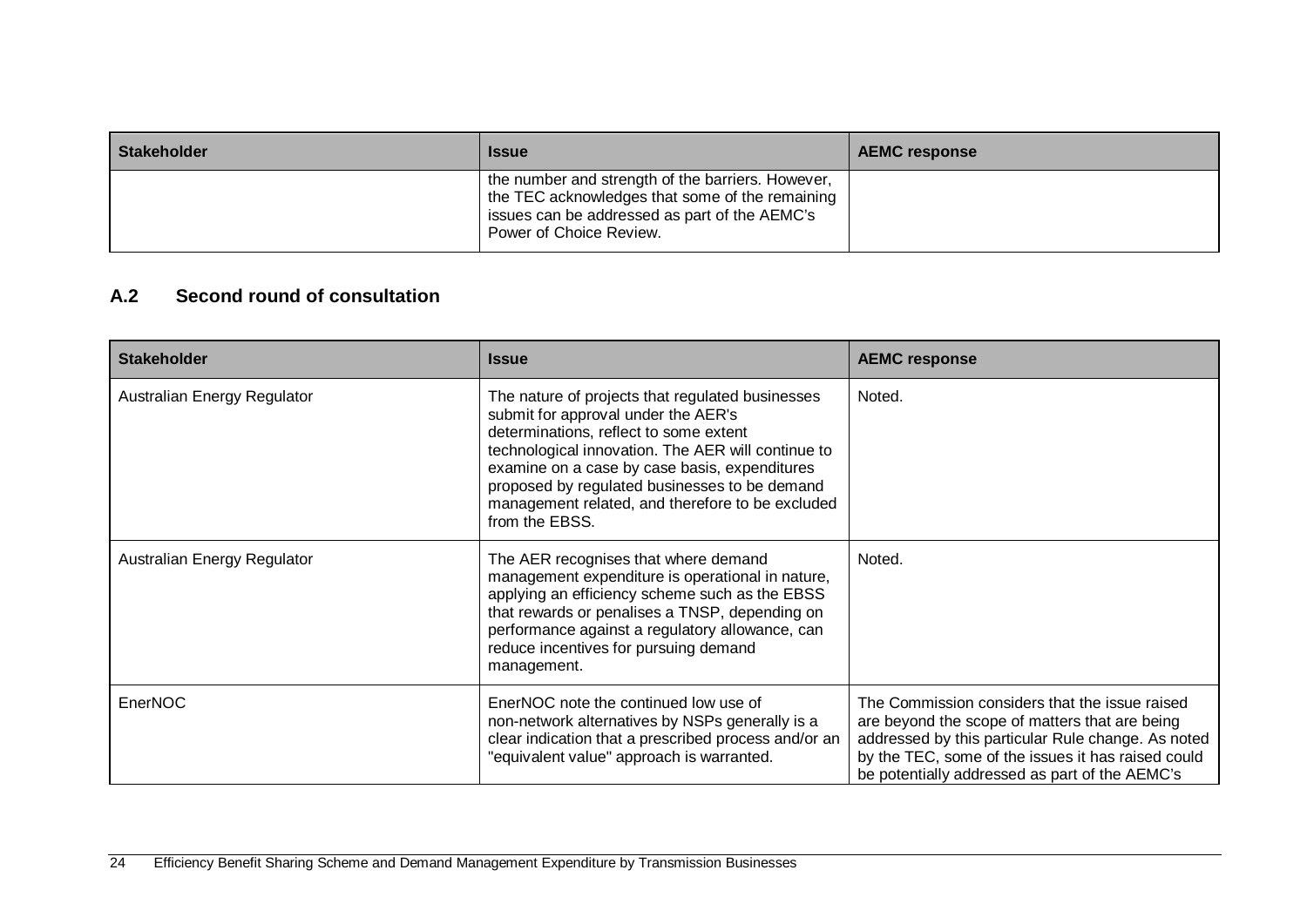| Stakeholder | Issue | AEMC response |
|---|---|---|
| | the number and strength of the barriers. However, the TEC acknowledges that some of the remaining issues can be addressed as part of the AEMC's Power of Choice Review. | |

## A.2 Second round of consultation

| Stakeholder | Issue | AEMC response |
|---|---|---|
| Australian Energy Regulator | The nature of projects that regulated businesses submit for approval under the AER's determinations, reflect to some extent technological innovation. The AER will continue to examine on a case by case basis, expenditures proposed by regulated businesses to be demand management related, and therefore to be excluded from the EBSS. | Noted. |
| Australian Energy Regulator | The AER recognises that where demand management expenditure is operational in nature, applying an efficiency scheme such as the EBSS that rewards or penalises a TNSP, depending on performance against a regulatory allowance, can reduce incentives for pursuing demand management. | Noted. |
| EnerNOC | EnerNOC note the continued low use of non-network alternatives by NSPs generally is a clear indication that a prescribed process and/or an "equivalent value" approach is warranted. | The Commission considers that the issue raised are beyond the scope of matters that are being addressed by this particular Rule change. As noted by the TEC, some of the issues it has raised could be potentially addressed as part of the AEMC's |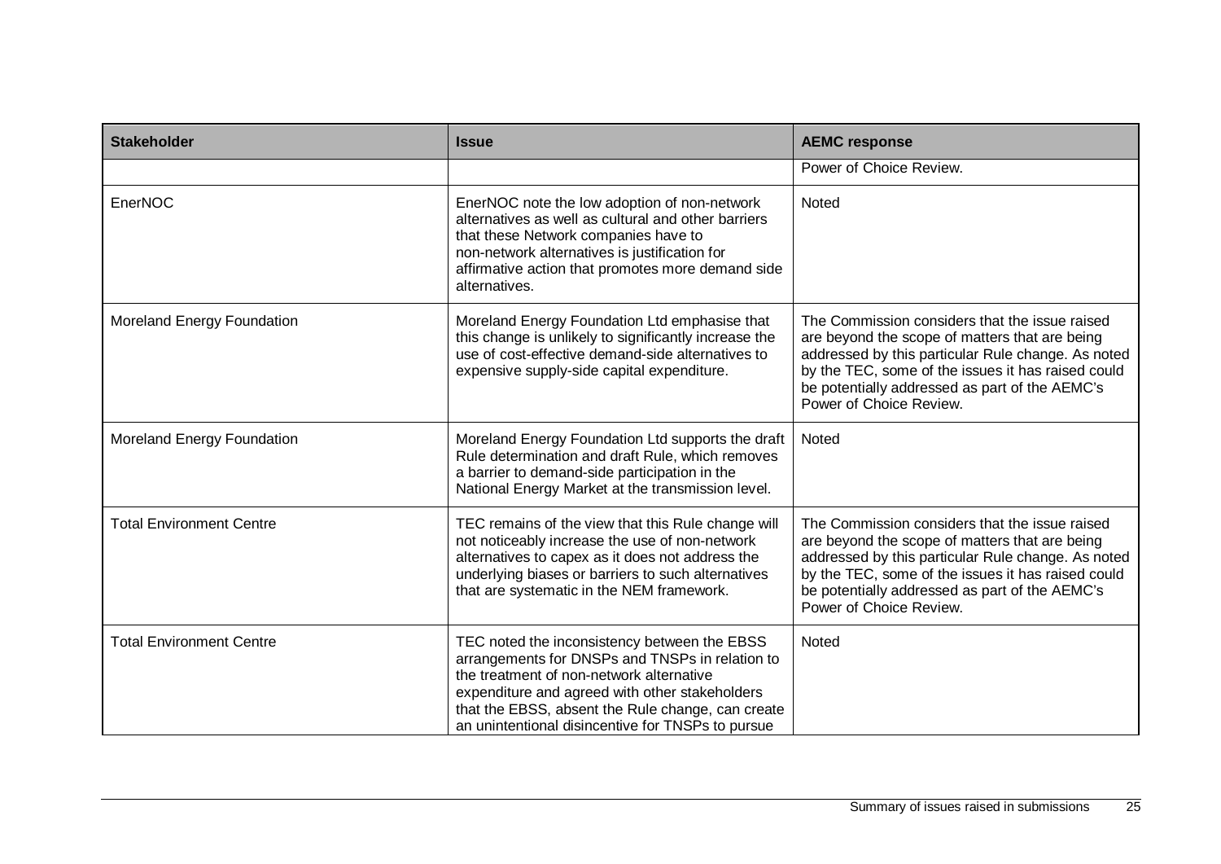| Stakeholder | Issue | AEMC response |
|---|---|---|
| | | Power of Choice Review. |
| EnerNOC | EnerNOC note the low adoption of non-network alternatives as well as cultural and other barriers that these Network companies have to non-network alternatives is justification for affirmative action that promotes more demand side alternatives. | Noted |
| Moreland Energy Foundation | Moreland Energy Foundation Ltd emphasise that this change is unlikely to significantly increase the use of cost-effective demand-side alternatives to expensive supply-side capital expenditure. | The Commission considers that the issue raised are beyond the scope of matters that are being addressed by this particular Rule change. As noted by the TEC, some of the issues it has raised could be potentially addressed as part of the AEMC's Power of Choice Review. |
| Moreland Energy Foundation | Moreland Energy Foundation Ltd supports the draft Rule determination and draft Rule, which removes a barrier to demand-side participation in the National Energy Market at the transmission level. | Noted |
| Total Environment Centre | TEC remains of the view that this Rule change will not noticeably increase the use of non-network alternatives to capex as it does not address the underlying biases or barriers to such alternatives that are systematic in the NEM framework. | The Commission considers that the issue raised are beyond the scope of matters that are being addressed by this particular Rule change. As noted by the TEC, some of the issues it has raised could be potentially addressed as part of the AEMC's Power of Choice Review. |
| Total Environment Centre | TEC noted the inconsistency between the EBSS arrangements for DNSPs and TNSPs in relation to the treatment of non-network alternative expenditure and agreed with other stakeholders that the EBSS, absent the Rule change, can create an unintentional disincentive for TNSPs to pursue | Noted |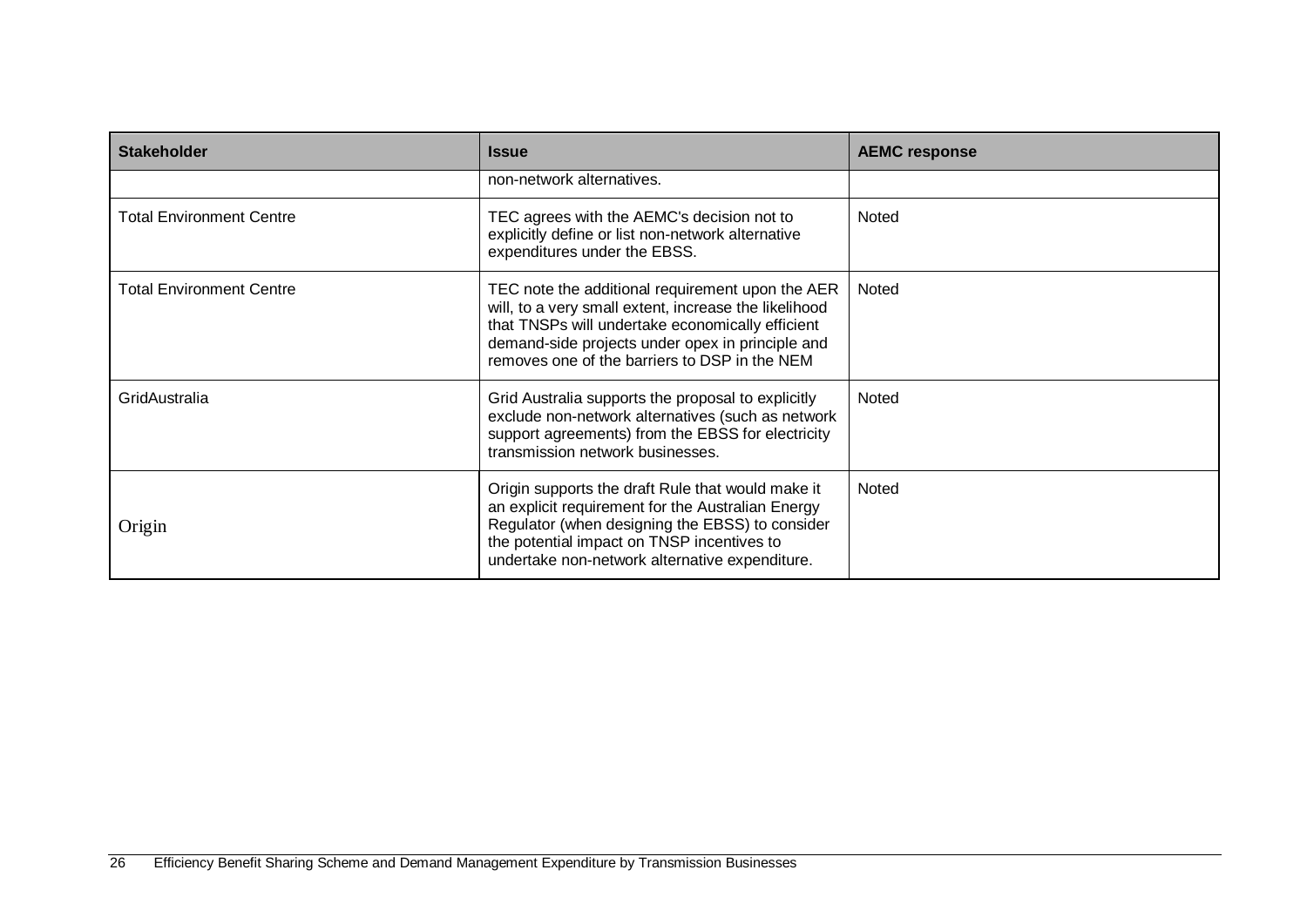| Stakeholder | Issue | AEMC response |
|---|---|---|
| | non-network alternatives. | |
| Total Environment Centre | TEC agrees with the AEMC's decision not to explicitly define or list non-network alternative expenditures under the EBSS. | Noted |
| Total Environment Centre | TEC note the additional requirement upon the AER will, to a very small extent, increase the likelihood that TNSPs will undertake economically efficient demand-side projects under opex in principle and removes one of the barriers to DSP in the NEM | Noted |
| GridAustralia | Grid Australia supports the proposal to explicitly exclude non-network alternatives (such as network support agreements) from the EBSS for electricity transmission network businesses. | Noted |
| Origin | Origin supports the draft Rule that would make it an explicit requirement for the Australian Energy Regulator (when designing the EBSS) to consider the potential impact on TNSP incentives to undertake non-network alternative expenditure. | Noted |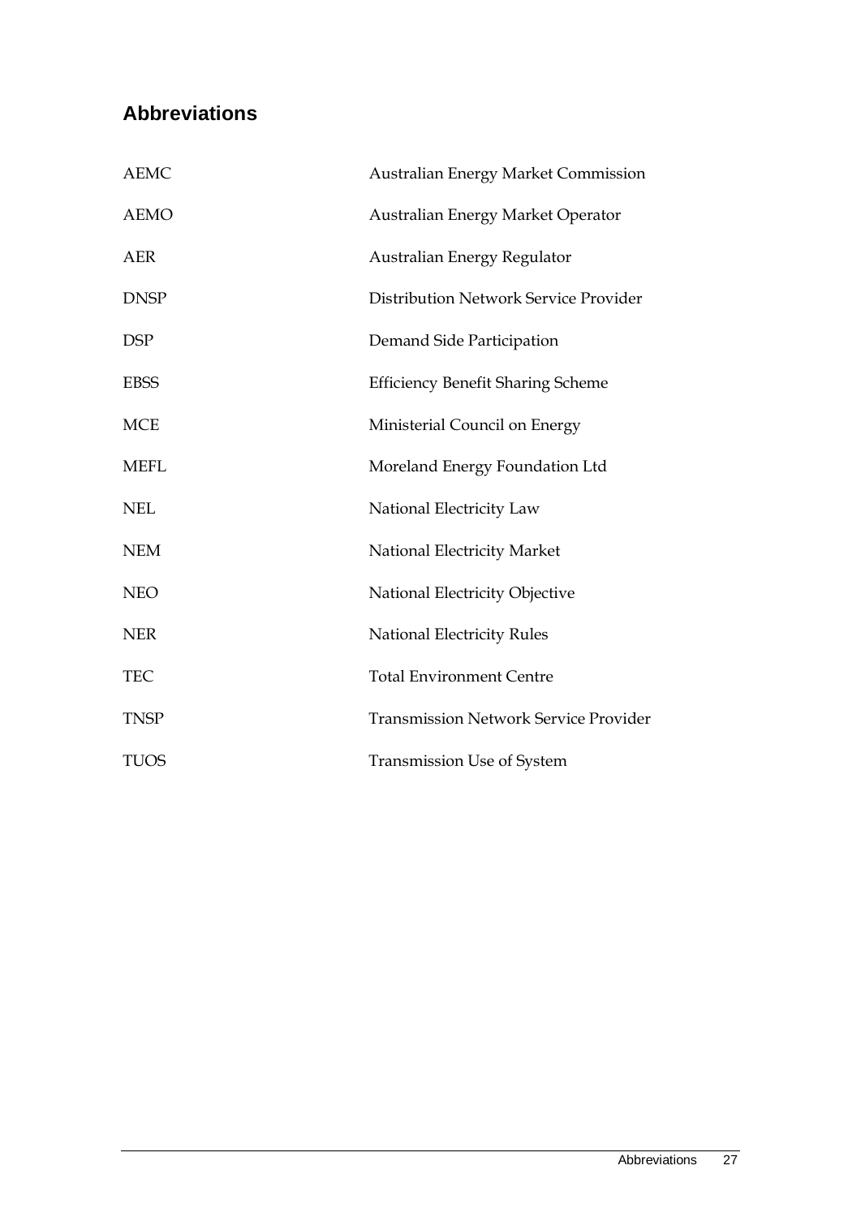## Abbreviations

| | |
|---|---|
| AEMC | Australian Energy Market Commission |
| AEMO | Australian Energy Market Operator |
| AER | Australian Energy Regulator |
| DNSP | Distribution Network Service Provider |
| DSP | Demand Side Participation |
| EBSS | Efficiency Benefit Sharing Scheme |
| MCE | Ministerial Council on Energy |
| MEFL | Moreland Energy Foundation Ltd |
| NEL | National Electricity Law |
| NEM | National Electricity Market |
| NEO | National Electricity Objective |
| NER | National Electricity Rules |
| TEC | Total Environment Centre |
| TNSP | Transmission Network Service Provider |
| TUOS | Transmission Use of System |